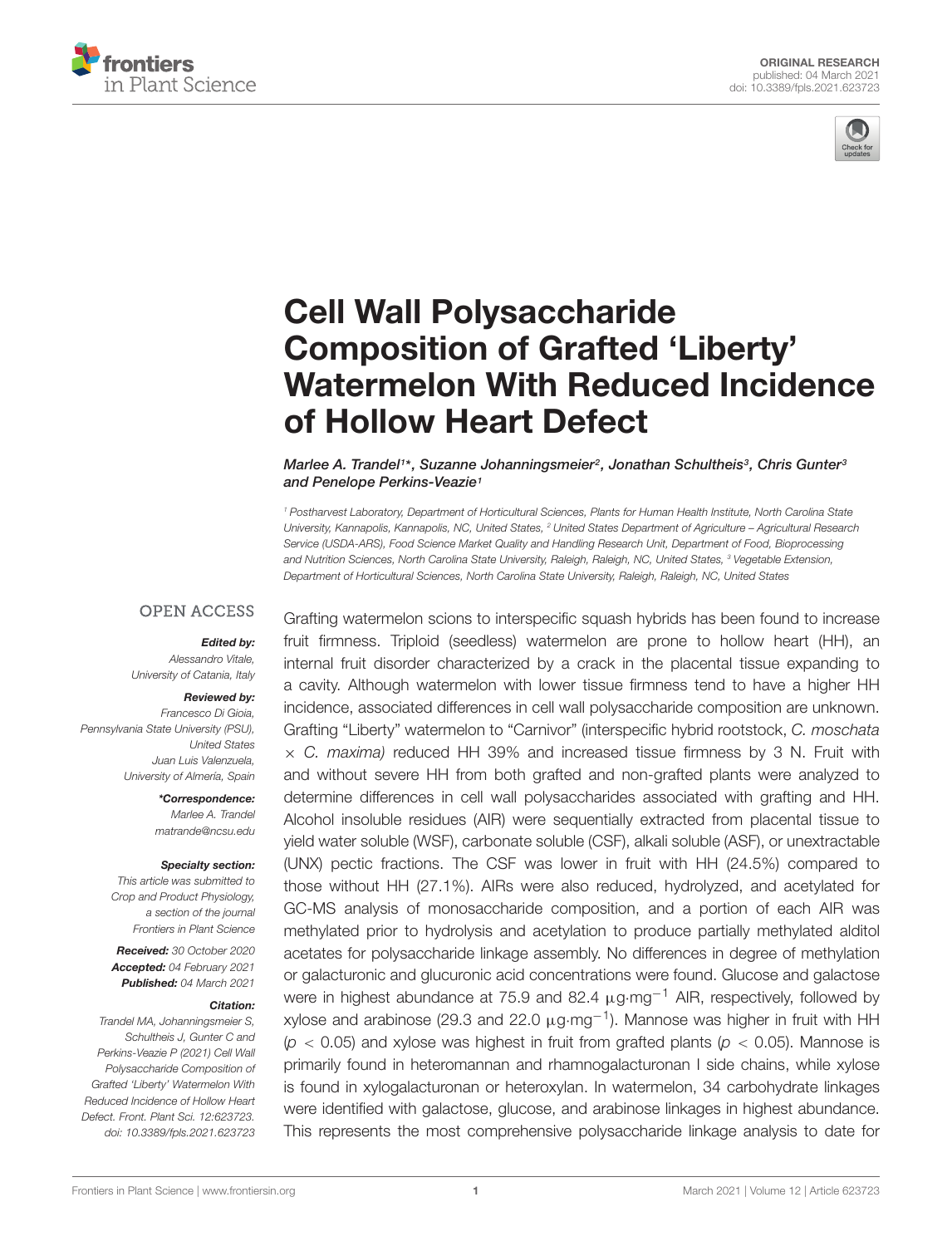ORIGINAL RESEARCH
published: 04 March 2021
doi: 10.3389/fpls.2021.623723

# Cell Wall Polysaccharide Composition of Grafted 'Liberty' Watermelon With Reduced Incidence of Hollow Heart Defect

*Marlee A. Trandel[1]\*, Suzanne Johanningsmeier[2], Jonathan Schultheis[3], Chris Gunter[3] and Penelope Perkins-Veazie[1]*

[1] Postharvest Laboratory, Department of Horticultural Sciences, Plants for Human Health Institute, North Carolina State University, Kannapolis, Kannapolis, NC, United States, [2] United States Department of Agriculture – Agricultural Research Service (USDA-ARS), Food Science Market Quality and Handling Research Unit, Department of Food, Bioprocessing and Nutrition Sciences, North Carolina State University, Raleigh, Raleigh, NC, United States, [3] Vegetable Extension, Department of Horticultural Sciences, North Carolina State University, Raleigh, Raleigh, NC, United States

OPEN ACCESS

***Edited by:***
Alessandro Vitale,
University of Catania, Italy

***Reviewed by:***
Francesco Di Gioia,
Pennsylvania State University (PSU),
United States
Juan Luis Valenzuela,
University of Almería, Spain

***\*Correspondence:***
Marlee A. Trandel
matrande@ncsu.edu

***Specialty section:***
This article was submitted to
Crop and Product Physiology,
a section of the journal
Frontiers in Plant Science

***Received:*** 30 October 2020
***Accepted:*** 04 February 2021
***Published:*** 04 March 2021

***Citation:***
*Trandel MA, Johanningsmeier S, Schultheis J, Gunter C and Perkins-Veazie P (2021) Cell Wall Polysaccharide Composition of Grafted 'Liberty' Watermelon With Reduced Incidence of Hollow Heart Defect. Front. Plant Sci. 12:623723. doi: 10.3389/fpls.2021.623723*

Grafting watermelon scions to interspecific squash hybrids has been found to increase fruit firmness. Triploid (seedless) watermelon are prone to hollow heart (HH), an internal fruit disorder characterized by a crack in the placental tissue expanding to a cavity. Although watermelon with lower tissue firmness tend to have a higher HH incidence, associated differences in cell wall polysaccharide composition are unknown. Grafting "Liberty" watermelon to "Carnivor" (interspecific hybrid rootstock, *C. moschata* × *C. maxima)* reduced HH 39% and increased tissue firmness by 3 N. Fruit with and without severe HH from both grafted and non-grafted plants were analyzed to determine differences in cell wall polysaccharides associated with grafting and HH. Alcohol insoluble residues (AIR) were sequentially extracted from placental tissue to yield water soluble (WSF), carbonate soluble (CSF), alkali soluble (ASF), or unextractable (UNX) pectic fractions. The CSF was lower in fruit with HH (24.5%) compared to those without HH (27.1%). AIRs were also reduced, hydrolyzed, and acetylated for GC-MS analysis of monosaccharide composition, and a portion of each AIR was methylated prior to hydrolysis and acetylation to produce partially methylated alditol acetates for polysaccharide linkage assembly. No differences in degree of methylation or galacturonic and glucuronic acid concentrations were found. Glucose and galactose were in highest abundance at 75.9 and 82.4 $\mu g \cdot mg^{-1}$ AIR, respectively, followed by xylose and arabinose (29.3 and 22.0 $\mu g \cdot mg^{-1}$). Mannose was higher in fruit with HH ($p < 0.05$) and xylose was highest in fruit from grafted plants ($p < 0.05$). Mannose is primarily found in heteromannan and rhamnogalacturonan I side chains, while xylose is found in xylogalacturonan or heteroxylan. In watermelon, 34 carbohydrate linkages were identified with galactose, glucose, and arabinose linkages in highest abundance. This represents the most comprehensive polysaccharide linkage analysis to date for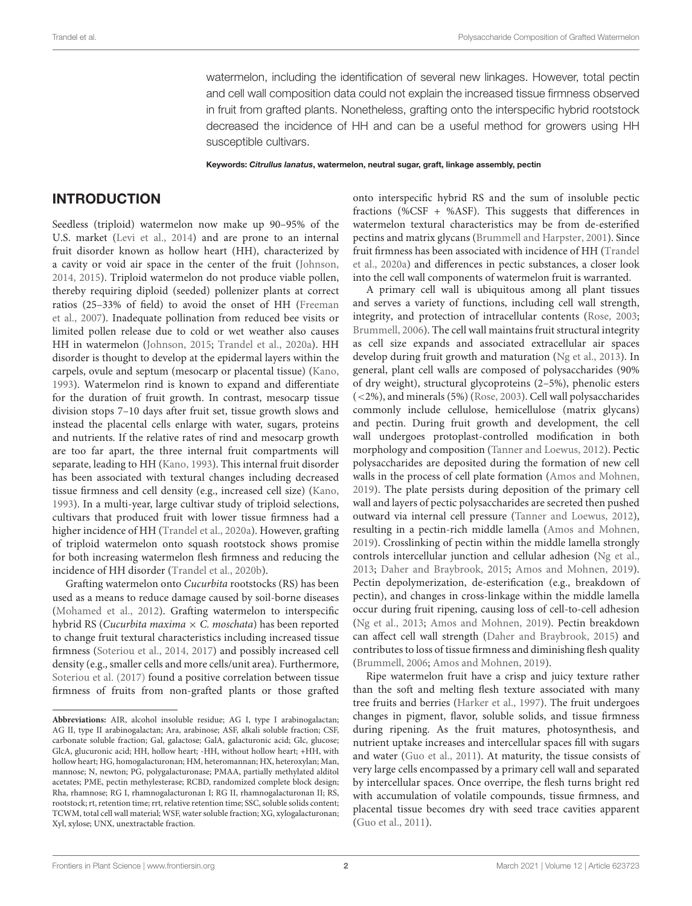watermelon, including the identification of several new linkages. However, total pectin and cell wall composition data could not explain the increased tissue firmness observed in fruit from grafted plants. Nonetheless, grafting onto the interspecific hybrid rootstock decreased the incidence of HH and can be a useful method for growers using HH susceptible cultivars.

**Keywords:** ***Citrullus lanatus*, watermelon, neutral sugar, graft, linkage assembly, pectin**

## INTRODUCTION

Seedless (triploid) watermelon now make up 90–95% of the U.S. market (Levi et al., 2014) and are prone to an internal fruit disorder known as hollow heart (HH), characterized by a cavity or void air space in the center of the fruit (Johnson, 2014, 2015). Triploid watermelon do not produce viable pollen, thereby requiring diploid (seeded) pollenizer plants at correct ratios (25–33% of field) to avoid the onset of HH (Freeman et al., 2007). Inadequate pollination from reduced bee visits or limited pollen release due to cold or wet weather also causes HH in watermelon (Johnson, 2015; Trandel et al., 2020a). HH disorder is thought to develop at the epidermal layers within the carpels, ovule and septum (mesocarp or placental tissue) (Kano, 1993). Watermelon rind is known to expand and differentiate for the duration of fruit growth. In contrast, mesocarp tissue division stops 7–10 days after fruit set, tissue growth slows and instead the placental cells enlarge with water, sugars, proteins and nutrients. If the relative rates of rind and mesocarp growth are too far apart, the three internal fruit compartments will separate, leading to HH (Kano, 1993). This internal fruit disorder has been associated with textural changes including decreased tissue firmness and cell density (e.g., increased cell size) (Kano, 1993). In a multi-year, large cultivar study of triploid selections, cultivars that produced fruit with lower tissue firmness had a higher incidence of HH (Trandel et al., 2020a). However, grafting of triploid watermelon onto squash rootstock shows promise for both increasing watermelon flesh firmness and reducing the incidence of HH disorder (Trandel et al., 2020b).

Grafting watermelon onto *Cucurbita* rootstocks (RS) has been used as a means to reduce damage caused by soil-borne diseases (Mohamed et al., 2012). Grafting watermelon to interspecific hybrid RS (*Cucurbita maxima* × *C. moschata*) has been reported to change fruit textural characteristics including increased tissue firmness (Soteriou et al., 2014, 2017) and possibly increased cell density (e.g., smaller cells and more cells/unit area). Furthermore, Soteriou et al. (2017) found a positive correlation between tissue firmness of fruits from non-grafted plants or those grafted onto interspecific hybrid RS and the sum of insoluble pectic fractions (%CSF + %ASF). This suggests that differences in watermelon textural characteristics may be from de-esterified pectins and matrix glycans (Brummell and Harpster, 2001). Since fruit firmness has been associated with incidence of HH (Trandel et al., 2020a) and differences in pectic substances, a closer look into the cell wall components of watermelon fruit is warranted.

A primary cell wall is ubiquitous among all plant tissues and serves a variety of functions, including cell wall strength, integrity, and protection of intracellular contents (Rose, 2003; Brummell, 2006). The cell wall maintains fruit structural integrity as cell size expands and associated extracellular air spaces develop during fruit growth and maturation (Ng et al., 2013). In general, plant cell walls are composed of polysaccharides (90% of dry weight), structural glycoproteins (2–5%), phenolic esters (<2%), and minerals (5%) (Rose, 2003). Cell wall polysaccharides commonly include cellulose, hemicellulose (matrix glycans) and pectin. During fruit growth and development, the cell wall undergoes protoplast-controlled modification in both morphology and composition (Tanner and Loewus, 2012). Pectic polysaccharides are deposited during the formation of new cell walls in the process of cell plate formation (Amos and Mohnen, 2019). The plate persists during deposition of the primary cell wall and layers of pectic polysaccharides are secreted then pushed outward via internal cell pressure (Tanner and Loewus, 2012), resulting in a pectin-rich middle lamella (Amos and Mohnen, 2019). Crosslinking of pectin within the middle lamella strongly controls intercellular junction and cellular adhesion (Ng et al., 2013; Daher and Braybrook, 2015; Amos and Mohnen, 2019). Pectin depolymerization, de-esterification (e.g., breakdown of pectin), and changes in cross-linkage within the middle lamella occur during fruit ripening, causing loss of cell-to-cell adhesion (Ng et al., 2013; Amos and Mohnen, 2019). Pectin breakdown can affect cell wall strength (Daher and Braybrook, 2015) and contributes to loss of tissue firmness and diminishing flesh quality (Brummell, 2006; Amos and Mohnen, 2019).

Ripe watermelon fruit have a crisp and juicy texture rather than the soft and melting flesh texture associated with many tree fruits and berries (Harker et al., 1997). The fruit undergoes changes in pigment, flavor, soluble solids, and tissue firmness during ripening. As the fruit matures, photosynthesis, and nutrient uptake increases and intercellular spaces fill with sugars and water (Guo et al., 2011). At maturity, the tissue consists of very large cells encompassed by a primary cell wall and separated by intercellular spaces. Once overripe, the flesh turns bright red with accumulation of volatile compounds, tissue firmness, and placental tissue becomes dry with seed trace cavities apparent (Guo et al., 2011).

---

**Abbreviations:** AIR, alcohol insoluble residue; AG I, type I arabinogalactan; AG II, type II arabinogalactan; Ara, arabinose; ASF, alkali soluble fraction; CSF, carbonate soluble fraction; Gal, galactose; GalA, galacturonic acid; Glc, glucose; GlcA, glucuronic acid; HH, hollow heart; -HH, without hollow heart; +HH, with hollow heart; HG, homogalacturonan; HM, heteromannan; HX, heteroxylan; Man, mannose; N, newton; PG, polygalacturonase; PMAA, partially methylated alditol acetates; PME, pectin methylesterase; RCBD, randomized complete block design; Rha, rhamnose; RG I, rhamnogalacturonan I; RG II, rhamnogalacturonan II; RS, rootstock; rt, retention time; rrt, relative retention time; SSC, soluble solids content; TCWM, total cell wall material; WSF, water soluble fraction; XG, xylogalacturonan; Xyl, xylose; UNX, unextractable fraction.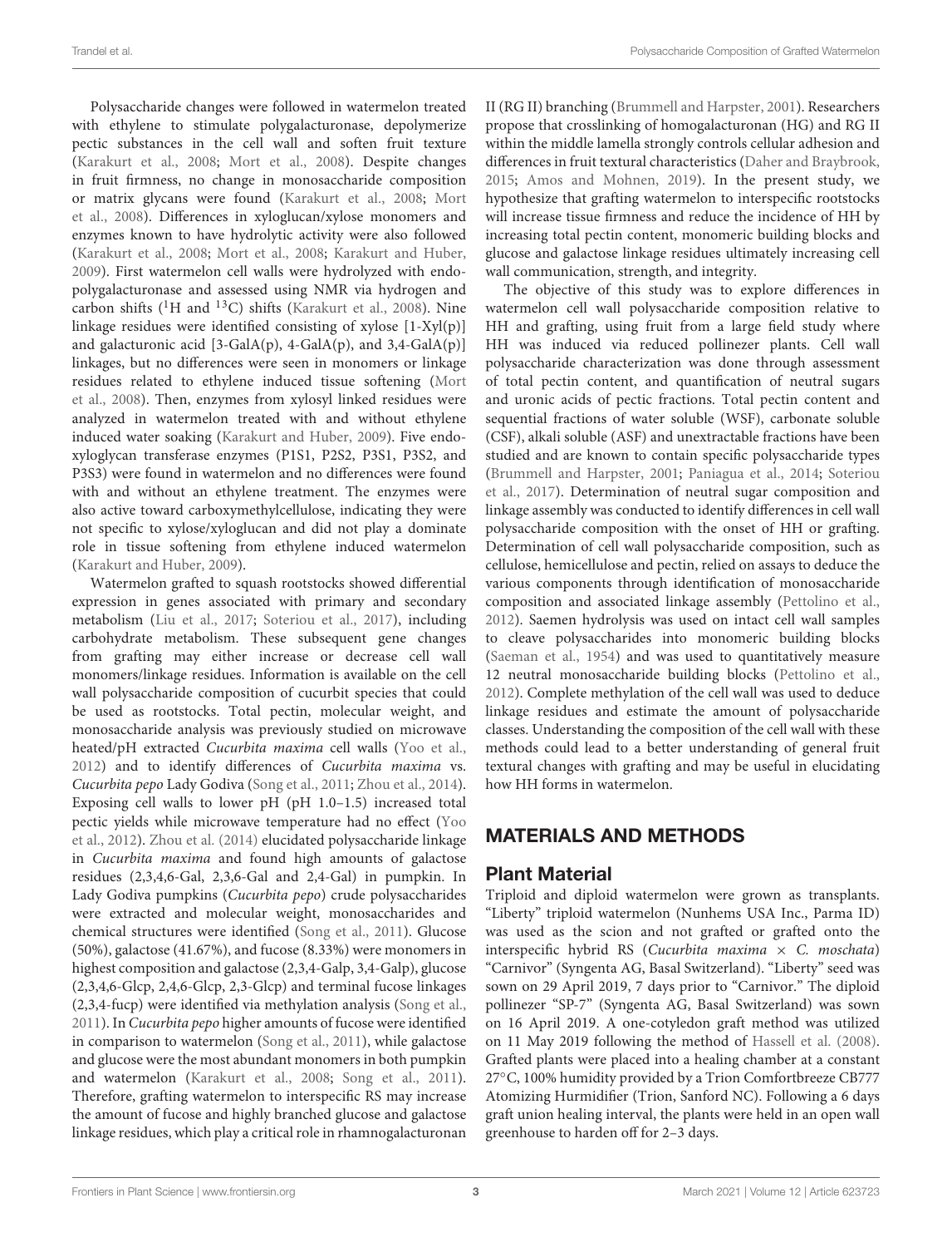Polysaccharide changes were followed in watermelon treated with ethylene to stimulate polygalacturonase, depolymerize pectic substances in the cell wall and soften fruit texture (Karakurt et al., 2008; Mort et al., 2008). Despite changes in fruit firmness, no change in monosaccharide composition or matrix glycans were found (Karakurt et al., 2008; Mort et al., 2008). Differences in xyloglucan/xylose monomers and enzymes known to have hydrolytic activity were also followed (Karakurt et al., 2008; Mort et al., 2008; Karakurt and Huber, 2009). First watermelon cell walls were hydrolyzed with endo-polygalacturonase and assessed using NMR via hydrogen and carbon shifts ($^{1}$H and $^{13}$C) shifts (Karakurt et al., 2008). Nine linkage residues were identified consisting of xylose [1-Xyl(p)] and galacturonic acid [3-GalA(p), 4-GalA(p), and 3,4-GalA(p)] linkages, but no differences were seen in monomers or linkage residues related to ethylene induced tissue softening (Mort et al., 2008). Then, enzymes from xylosyl linked residues were analyzed in watermelon treated with and without ethylene induced water soaking (Karakurt and Huber, 2009). Five endo-xyloglycan transferase enzymes (P1S1, P2S2, P3S1, P3S2, and P3S3) were found in watermelon and no differences were found with and without an ethylene treatment. The enzymes were also active toward carboxymethylcellulose, indicating they were not specific to xylose/xyloglucan and did not play a dominate role in tissue softening from ethylene induced watermelon (Karakurt and Huber, 2009).

Watermelon grafted to squash rootstocks showed differential expression in genes associated with primary and secondary metabolism (Liu et al., 2017; Soteriou et al., 2017), including carbohydrate metabolism. These subsequent gene changes from grafting may either increase or decrease cell wall monomers/linkage residues. Information is available on the cell wall polysaccharide composition of cucurbit species that could be used as rootstocks. Total pectin, molecular weight, and monosaccharide analysis was previously studied on microwave heated/pH extracted *Cucurbita maxima* cell walls (Yoo et al., 2012) and to identify differences of *Cucurbita maxima* vs. *Cucurbita pepo* Lady Godiva (Song et al., 2011; Zhou et al., 2014). Exposing cell walls to lower pH (pH 1.0–1.5) increased total pectic yields while microwave temperature had no effect (Yoo et al., 2012). Zhou et al. (2014) elucidated polysaccharide linkage in *Cucurbita maxima* and found high amounts of galactose residues (2,3,4,6-Gal, 2,3,6-Gal and 2,4-Gal) in pumpkin. In Lady Godiva pumpkins (*Cucurbita pepo*) crude polysaccharides were extracted and molecular weight, monosaccharides and chemical structures were identified (Song et al., 2011). Glucose (50%), galactose (41.67%), and fucose (8.33%) were monomers in highest composition and galactose (2,3,4-Galp, 3,4-Galp), glucose (2,3,4,6-Glcp, 2,4,6-Glcp, 2,3-Glcp) and terminal fucose linkages (2,3,4-fucp) were identified via methylation analysis (Song et al., 2011). In *Cucurbita pepo* higher amounts of fucose were identified in comparison to watermelon (Song et al., 2011), while galactose and glucose were the most abundant monomers in both pumpkin and watermelon (Karakurt et al., 2008; Song et al., 2011). Therefore, grafting watermelon to interspecific RS may increase the amount of fucose and highly branched glucose and galactose linkage residues, which play a critical role in rhamnogalacturonan II (RG II) branching (Brummell and Harpster, 2001). Researchers propose that crosslinking of homogalacturonan (HG) and RG II within the middle lamella strongly controls cellular adhesion and differences in fruit textural characteristics (Daher and Braybrook, 2015; Amos and Mohnen, 2019). In the present study, we hypothesize that grafting watermelon to interspecific rootstocks will increase tissue firmness and reduce the incidence of HH by increasing total pectin content, monomeric building blocks and glucose and galactose linkage residues ultimately increasing cell wall communication, strength, and integrity.

The objective of this study was to explore differences in watermelon cell wall polysaccharide composition relative to HH and grafting, using fruit from a large field study where HH was induced via reduced pollinizer plants. Cell wall polysaccharide characterization was done through assessment of total pectin content, and quantification of neutral sugars and uronic acids of pectic fractions. Total pectin content and sequential fractions of water soluble (WSF), carbonate soluble (CSF), alkali soluble (ASF) and unextractable fractions have been studied and are known to contain specific polysaccharide types (Brummell and Harpster, 2001; Paniagua et al., 2014; Soteriou et al., 2017). Determination of neutral sugar composition and linkage assembly was conducted to identify differences in cell wall polysaccharide composition with the onset of HH or grafting. Determination of cell wall polysaccharide composition, such as cellulose, hemicellulose and pectin, relied on assays to deduce the various components through identification of monosaccharide composition and associated linkage assembly (Pettolino et al., 2012). Saemen hydrolysis was used on intact cell wall samples to cleave polysaccharides into monomeric building blocks (Saeman et al., 1954) and was used to quantitatively measure 12 neutral monosaccharide building blocks (Pettolino et al., 2012). Complete methylation of the cell wall was used to deduce linkage residues and estimate the amount of polysaccharide classes. Understanding the composition of the cell wall with these methods could lead to a better understanding of general fruit textural changes with grafting and may be useful in elucidating how HH forms in watermelon.

## MATERIALS AND METHODS

### Plant Material

Triploid and diploid watermelon were grown as transplants. "Liberty" triploid watermelon (Nunhems USA Inc., Parma ID) was used as the scion and not grafted or grafted onto the interspecific hybrid RS (*Cucurbita maxima* × *C. moschata*) "Carnivor" (Syngenta AG, Basal Switzerland). "Liberty" seed was sown on 29 April 2019, 7 days prior to "Carnivor." The diploid pollinezer "SP-7" (Syngenta AG, Basal Switzerland) was sown on 16 April 2019. A one-cotyledon graft method was utilized on 11 May 2019 following the method of Hassell et al. (2008). Grafted plants were placed into a healing chamber at a constant 27°C, 100% humidity provided by a Trion Comfortbreeze CB777 Atomizing Hurmidifier (Trion, Sanford NC). Following a 6 days graft union healing interval, the plants were held in an open wall greenhouse to harden off for 2–3 days.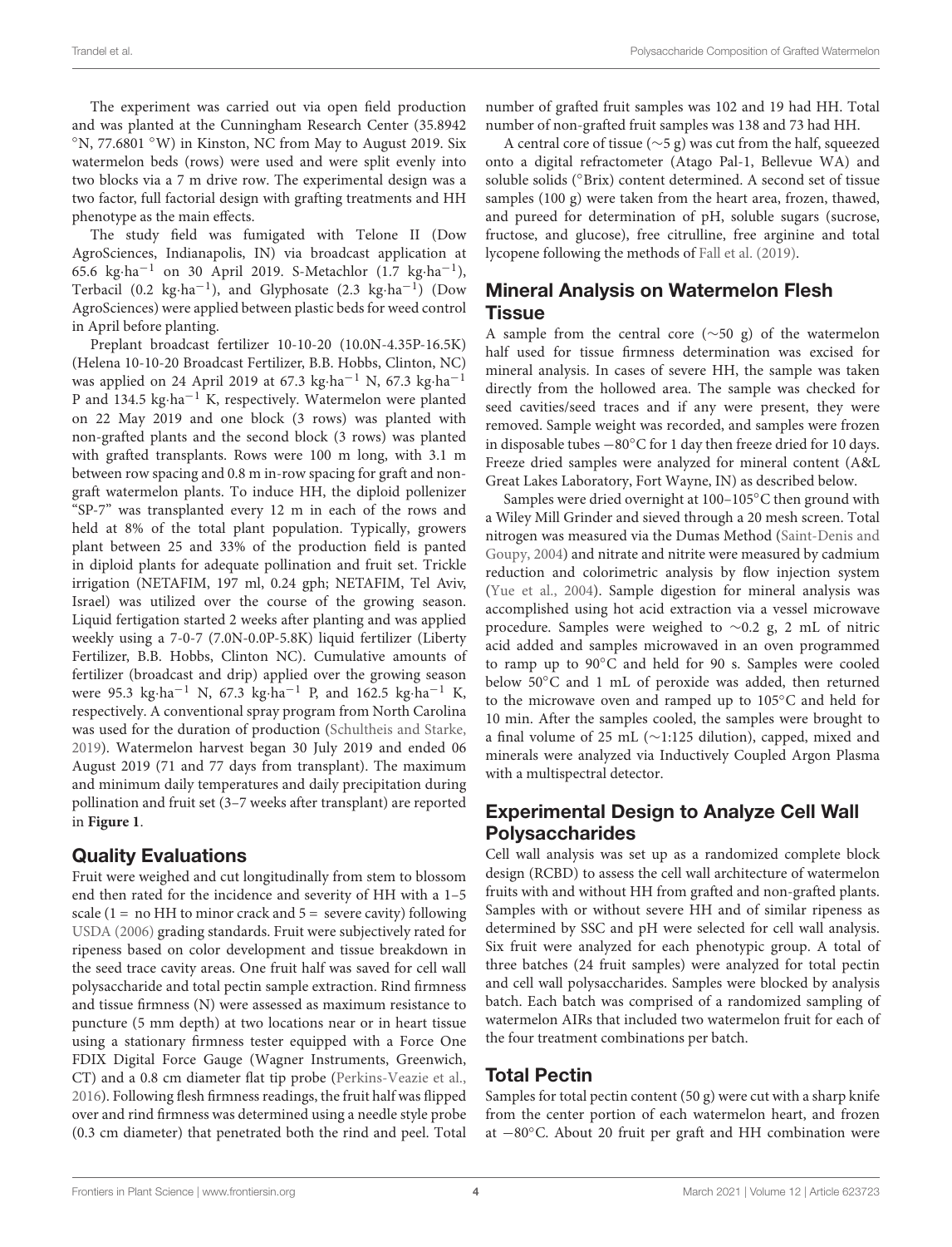The experiment was carried out via open field production and was planted at the Cunningham Research Center (35.8942 °N, 77.6801 °W) in Kinston, NC from May to August 2019. Six watermelon beds (rows) were used and were split evenly into two blocks via a 7 m drive row. The experimental design was a two factor, full factorial design with grafting treatments and HH phenotype as the main effects.

The study field was fumigated with Telone II (Dow AgroSciences, Indianapolis, IN) via broadcast application at 65.6 kg·ha$^{-1}$ on 30 April 2019. S-Metachlor (1.7 kg·ha$^{-1}$), Terbacil (0.2 kg·ha$^{-1}$), and Glyphosate (2.3 kg·ha$^{-1}$) (Dow AgroSciences) were applied between plastic beds for weed control in April before planting.

Preplant broadcast fertilizer 10-10-20 (10.0N-4.35P-16.5K) (Helena 10-10-20 Broadcast Fertilizer, B.B. Hobbs, Clinton, NC) was applied on 24 April 2019 at 67.3 kg·ha$^{-1}$ N, 67.3 kg·ha$^{-1}$ P and 134.5 kg·ha$^{-1}$ K, respectively. Watermelon were planted on 22 May 2019 and one block (3 rows) was planted with non-grafted plants and the second block (3 rows) was planted with grafted transplants. Rows were 100 m long, with 3.1 m between row spacing and 0.8 m in-row spacing for graft and non-graft watermelon plants. To induce HH, the diploid pollenizer "SP-7" was transplanted every 12 m in each of the rows and held at 8% of the total plant population. Typically, growers plant between 25 and 33% of the production field is panted in diploid plants for adequate pollination and fruit set. Trickle irrigation (NETAFIM, 197 ml, 0.24 gph; NETAFIM, Tel Aviv, Israel) was utilized over the course of the growing season. Liquid fertigation started 2 weeks after planting and was applied weekly using a 7-0-7 (7.0N-0.0P-5.8K) liquid fertilizer (Liberty Fertilizer, B.B. Hobbs, Clinton NC). Cumulative amounts of fertilizer (broadcast and drip) applied over the growing season were 95.3 kg·ha$^{-1}$ N, 67.3 kg·ha$^{-1}$ P, and 162.5 kg·ha$^{-1}$ K, respectively. A conventional spray program from North Carolina was used for the duration of production (Schultheis and Starke, 2019). Watermelon harvest began 30 July 2019 and ended 06 August 2019 (71 and 77 days from transplant). The maximum and minimum daily temperatures and daily precipitation during pollination and fruit set (3–7 weeks after transplant) are reported in **Figure 1**.

## Quality Evaluations

Fruit were weighed and cut longitudinally from stem to blossom end then rated for the incidence and severity of HH with a 1–5 scale (1 = no HH to minor crack and 5 = severe cavity) following USDA (2006) grading standards. Fruit were subjectively rated for ripeness based on color development and tissue breakdown in the seed trace cavity areas. One fruit half was saved for cell wall polysaccharide and total pectin sample extraction. Rind firmness and tissue firmness (N) were assessed as maximum resistance to puncture (5 mm depth) at two locations near or in heart tissue using a stationary firmness tester equipped with a Force One FDIX Digital Force Gauge (Wagner Instruments, Greenwich, CT) and a 0.8 cm diameter flat tip probe (Perkins-Veazie et al., 2016). Following flesh firmness readings, the fruit half was flipped over and rind firmness was determined using a needle style probe (0.3 cm diameter) that penetrated both the rind and peel. Total number of grafted fruit samples was 102 and 19 had HH. Total number of non-grafted fruit samples was 138 and 73 had HH.

A central core of tissue (∼5 g) was cut from the half, squeezed onto a digital refractometer (Atago Pal-1, Bellevue WA) and soluble solids (°Brix) content determined. A second set of tissue samples (100 g) were taken from the heart area, frozen, thawed, and pureed for determination of pH, soluble sugars (sucrose, fructose, and glucose), free citrulline, free arginine and total lycopene following the methods of Fall et al. (2019).

## Mineral Analysis on Watermelon Flesh Tissue

A sample from the central core (∼50 g) of the watermelon half used for tissue firmness determination was excised for mineral analysis. In cases of severe HH, the sample was taken directly from the hollowed area. The sample was checked for seed cavities/seed traces and if any were present, they were removed. Sample weight was recorded, and samples were frozen in disposable tubes −80°C for 1 day then freeze dried for 10 days. Freeze dried samples were analyzed for mineral content (A&L Great Lakes Laboratory, Fort Wayne, IN) as described below.

Samples were dried overnight at 100–105°C then ground with a Wiley Mill Grinder and sieved through a 20 mesh screen. Total nitrogen was measured via the Dumas Method (Saint-Denis and Goupy, 2004) and nitrate and nitrite were measured by cadmium reduction and colorimetric analysis by flow injection system (Yue et al., 2004). Sample digestion for mineral analysis was accomplished using hot acid extraction via a vessel microwave procedure. Samples were weighed to ∼0.2 g, 2 mL of nitric acid added and samples microwaved in an oven programmed to ramp up to 90°C and held for 90 s. Samples were cooled below 50°C and 1 mL of peroxide was added, then returned to the microwave oven and ramped up to 105°C and held for 10 min. After the samples cooled, the samples were brought to a final volume of 25 mL (∼1:125 dilution), capped, mixed and minerals were analyzed via Inductively Coupled Argon Plasma with a multispectral detector.

## Experimental Design to Analyze Cell Wall Polysaccharides

Cell wall analysis was set up as a randomized complete block design (RCBD) to assess the cell wall architecture of watermelon fruits with and without HH from grafted and non-grafted plants. Samples with or without severe HH and of similar ripeness as determined by SSC and pH were selected for cell wall analysis. Six fruit were analyzed for each phenotypic group. A total of three batches (24 fruit samples) were analyzed for total pectin and cell wall polysaccharides. Samples were blocked by analysis batch. Each batch was comprised of a randomized sampling of watermelon AIRs that included two watermelon fruit for each of the four treatment combinations per batch.

## Total Pectin

Samples for total pectin content (50 g) were cut with a sharp knife from the center portion of each watermelon heart, and frozen at −80°C. About 20 fruit per graft and HH combination were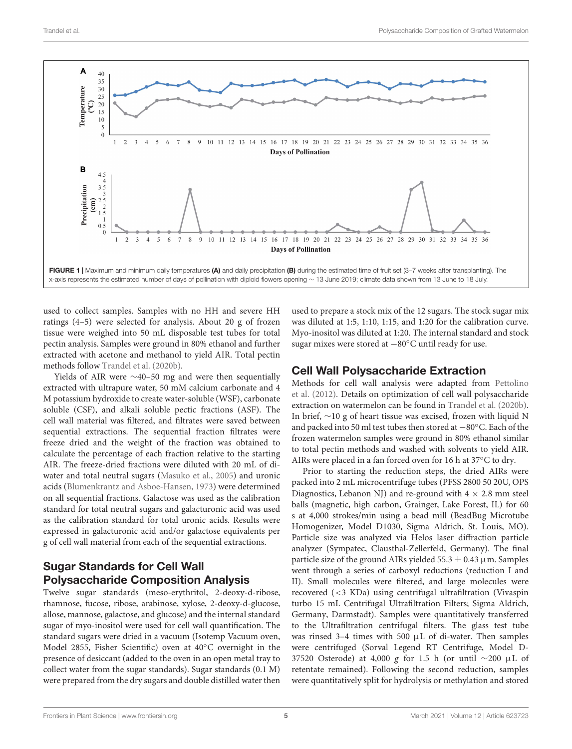FIGURE 1 | Maximum and minimum daily temperatures **(A)** and daily precipitation **(B)** during the estimated time of fruit set (3–7 weeks after transplanting). The x-axis represents the estimated number of days of pollination with diploid flowers opening ~ 13 June 2019; climate data shown from 13 June to 18 July.

used to collect samples. Samples with no HH and severe HH ratings (4–5) were selected for analysis. About 20 g of frozen tissue were weighed into 50 mL disposable test tubes for total pectin analysis. Samples were ground in 80% ethanol and further extracted with acetone and methanol to yield AIR. Total pectin methods follow Trandel et al. (2020b).

Yields of AIR were ~40–50 mg and were then sequentially extracted with ultrapure water, 50 mM calcium carbonate and 4 M potassium hydroxide to create water-soluble (WSF), carbonate soluble (CSF), and alkali soluble pectic fractions (ASF). The cell wall material was filtered, and filtrates were saved between sequential extractions. The sequential fraction filtrates were freeze dried and the weight of the fraction was obtained to calculate the percentage of each fraction relative to the starting AIR. The freeze-dried fractions were diluted with 20 mL of di-water and total neutral sugars (Masuko et al., 2005) and uronic acids (Blumenkrantz and Asboe-Hansen, 1973) were determined on all sequential fractions. Galactose was used as the calibration standard for total neutral sugars and galacturonic acid was used as the calibration standard for total uronic acids. Results were expressed in galacturonic acid and/or galactose equivalents per g of cell wall material from each of the sequential extractions.

## Sugar Standards for Cell Wall Polysaccharide Composition Analysis

Twelve sugar standards (meso-erythritol, 2-deoxy-d-ribose, rhamnose, fucose, ribose, arabinose, xylose, 2-deoxy-d-glucose, allose, mannose, galactose, and glucose) and the internal standard sugar of myo-inositol were used for cell wall quantification. The standard sugars were dried in a vacuum (Isotemp Vacuum oven, Model 2855, Fisher Scientific) oven at 40°C overnight in the presence of desiccant (added to the oven in an open metal tray to collect water from the sugar standards). Sugar standards (0.1 M) were prepared from the dry sugars and double distilled water then used to prepare a stock mix of the 12 sugars. The stock sugar mix was diluted at 1:5, 1:10, 1:15, and 1:20 for the calibration curve. Myo-inositol was diluted at 1:20. The internal standard and stock sugar mixes were stored at −80°C until ready for use.

## Cell Wall Polysaccharide Extraction

Methods for cell wall analysis were adapted from Pettolino et al. (2012). Details on optimization of cell wall polysaccharide extraction on watermelon can be found in Trandel et al. (2020b). In brief, ~10 g of heart tissue was excised, frozen with liquid N and packed into 50 ml test tubes then stored at −80°C. Each of the frozen watermelon samples were ground in 80% ethanol similar to total pectin methods and washed with solvents to yield AIR. AIRs were placed in a fan forced oven for 16 h at 37°C to dry.

Prior to starting the reduction steps, the dried AIRs were packed into 2 mL microcentrifuge tubes (PFSS 2800 50 20U, OPS Diagnostics, Lebanon NJ) and re-ground with 4 × 2.8 mm steel balls (magnetic, high carbon, Grainger, Lake Forest, IL) for 60 s at 4,000 strokes/min using a bead mill (BeadBug Microtube Homogenizer, Model D1030, Sigma Aldrich, St. Louis, MO). Particle size was analyzed via Helos laser diffraction particle analyzer (Sympatec, Clausthal-Zellerfeld, Germany). The final particle size of the ground AIRs yielded 55.3 ± 0.43 μm. Samples went through a series of carboxyl reductions (reduction I and II). Small molecules were filtered, and large molecules were recovered (<3 KDa) using centrifugal ultrafiltration (Vivaspin turbo 15 mL Centrifugal Ultrafiltration Filters; Sigma Aldrich, Germany, Darmstadt). Samples were quantitatively transferred to the Ultrafiltration centrifugal filters. The glass test tube was rinsed 3–4 times with 500 μL of di-water. Then samples were centrifuged (Sorval Legend RT Centrifuge, Model D-37520 Osterode) at 4,000 *g* for 1.5 h (or until ~200 μL of retentate remained). Following the second reduction, samples were quantitatively split for hydrolysis or methylation and stored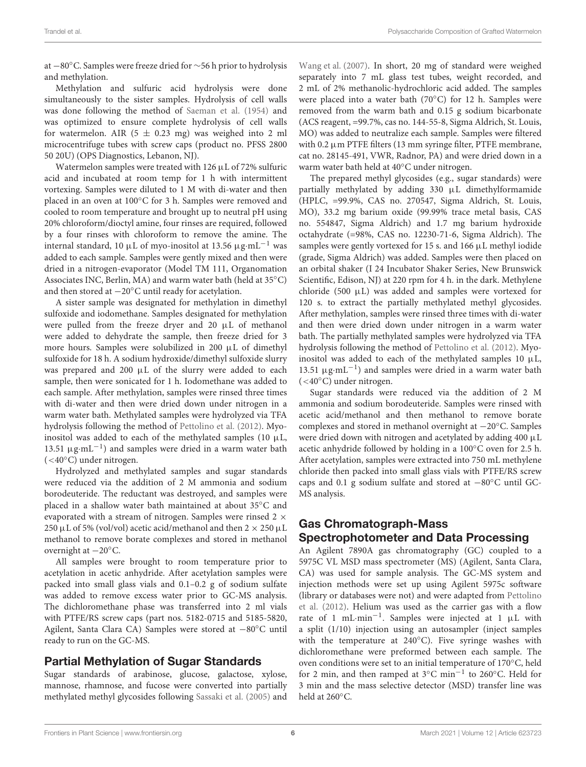at −80°C. Samples were freeze dried for ∼56 h prior to hydrolysis and methylation.

Methylation and sulfuric acid hydrolysis were done simultaneously to the sister samples. Hydrolysis of cell walls was done following the method of Saeman et al. (1954) and was optimized to ensure complete hydrolysis of cell walls for watermelon. AIR (5 ± 0.23 mg) was weighed into 2 ml microcentrifuge tubes with screw caps (product no. PFSS 2800 50 20U) (OPS Diagnostics, Lebanon, NJ).

Watermelon samples were treated with 126 μL of 72% sulfuric acid and incubated at room temp for 1 h with intermittent vortexing. Samples were diluted to 1 M with di-water and then placed in an oven at 100°C for 3 h. Samples were removed and cooled to room temperature and brought up to neutral pH using 20% chloroform/dioctyl amine, four rinses are required, followed by a four rinses with chloroform to remove the amine. The internal standard, 10 μL of myo-inositol at 13.56 $\mu g \cdot mL^{-1}$ was added to each sample. Samples were gently mixed and then were dried in a nitrogen-evaporator (Model TM 111, Organomation Associates INC, Berlin, MA) and warm water bath (held at 35°C) and then stored at −20°C until ready for acetylation.

A sister sample was designated for methylation in dimethyl sulfoxide and iodomethane. Samples designated for methylation were pulled from the freeze dryer and 20 μL of methanol were added to dehydrate the sample, then freeze dried for 3 more hours. Samples were solubilized in 200 μL of dimethyl sulfoxide for 18 h. A sodium hydroxide/dimethyl sulfoxide slurry was prepared and 200 μL of the slurry were added to each sample, then were sonicated for 1 h. Iodomethane was added to each sample. After methylation, samples were rinsed three times with di-water and then were dried down under nitrogen in a warm water bath. Methylated samples were hydrolyzed via TFA hydrolysis following the method of Pettolino et al. (2012). Myo-inositol was added to each of the methylated samples (10 μL, 13.51 $\mu g \cdot mL^{-1}$) and samples were dried in a warm water bath (<40°C) under nitrogen.

Hydrolyzed and methylated samples and sugar standards were reduced via the addition of 2 M ammonia and sodium borodeuteride. The reductant was destroyed, and samples were placed in a shallow water bath maintained at about 35°C and evaporated with a stream of nitrogen. Samples were rinsed 2 × 250 μL of 5% (vol/vol) acetic acid/methanol and then 2 × 250 μL methanol to remove borate complexes and stored in methanol overnight at −20°C.

All samples were brought to room temperature prior to acetylation in acetic anhydride. After acetylation samples were packed into small glass vials and 0.1–0.2 g of sodium sulfate was added to remove excess water prior to GC-MS analysis. The dichloromethane phase was transferred into 2 ml vials with PTFE/RS screw caps (part nos. 5182-0715 and 5185-5820, Agilent, Santa Clara CA) Samples were stored at −80°C until ready to run on the GC-MS.

## Partial Methylation of Sugar Standards

Sugar standards of arabinose, glucose, galactose, xylose, mannose, rhamnose, and fucose were converted into partially methylated methyl glycosides following Sassaki et al. (2005) and Wang et al. (2007). In short, 20 mg of standard were weighed separately into 7 mL glass test tubes, weight recorded, and 2 mL of 2% methanolic-hydrochloric acid added. The samples were placed into a water bath (70°C) for 12 h. Samples were removed from the warm bath and 0.15 g sodium bicarbonate (ACS reagent, =99.7%, cas no. 144-55-8, Sigma Aldrich, St. Louis, MO) was added to neutralize each sample. Samples were filtered with 0.2 μm PTFE filters (13 mm syringe filter, PTFE membrane, cat no. 28145-491, VWR, Radnor, PA) and were dried down in a warm water bath held at 40°C under nitrogen.

The prepared methyl glycosides (e.g., sugar standards) were partially methylated by adding 330 μL dimethylformamide (HPLC, =99.9%, CAS no. 270547, Sigma Aldrich, St. Louis, MO), 33.2 mg barium oxide (99.99% trace metal basis, CAS no. 554847, Sigma Aldrich) and 1.7 mg barium hydroxide octahydrate (=98%, CAS no. 12230-71-6, Sigma Aldrich). The samples were gently vortexed for 15 s. and 166 μL methyl iodide (grade, Sigma Aldrich) was added. Samples were then placed on an orbital shaker (I 24 Incubator Shaker Series, New Brunswick Scientific, Edison, NJ) at 220 rpm for 4 h. in the dark. Methylene chloride (500 μL) was added and samples were vortexed for 120 s. to extract the partially methylated methyl glycosides. After methylation, samples were rinsed three times with di-water and then were dried down under nitrogen in a warm water bath. The partially methylated samples were hydrolyzed via TFA hydrolysis following the method of Pettolino et al. (2012). Myo-inositol was added to each of the methylated samples 10 μL, 13.51 $\mu g \cdot mL^{-1}$) and samples were dried in a warm water bath (<40°C) under nitrogen.

Sugar standards were reduced via the addition of 2 M ammonia and sodium borodeuteride. Samples were rinsed with acetic acid/methanol and then methanol to remove borate complexes and stored in methanol overnight at −20°C. Samples were dried down with nitrogen and acetylated by adding 400 μL acetic anhydride followed by holding in a 100°C oven for 2.5 h. After acetylation, samples were extracted into 750 mL methylene chloride then packed into small glass vials with PTFE/RS screw caps and 0.1 g sodium sulfate and stored at −80°C until GC-MS analysis.

## Gas Chromatograph-Mass Spectrophotometer and Data Processing

An Agilent 7890A gas chromatography (GC) coupled to a 5975C VL MSD mass spectrometer (MS) (Agilent, Santa Clara, CA) was used for sample analysis. The GC-MS system and injection methods were set up using Agilent 5975c software (library or databases were not) and were adapted from Pettolino et al. (2012). Helium was used as the carrier gas with a flow rate of 1 $mL \cdot min^{-1}$. Samples were injected at 1 μL with a split (1/10) injection using an autosampler (inject samples with the temperature at 240°C). Five syringe washes with dichloromethane were preformed between each sample. The oven conditions were set to an initial temperature of 170°C, held for 2 min, and then ramped at 3°C $min^{-1}$ to 260°C. Held for 3 min and the mass selective detector (MSD) transfer line was held at 260°C.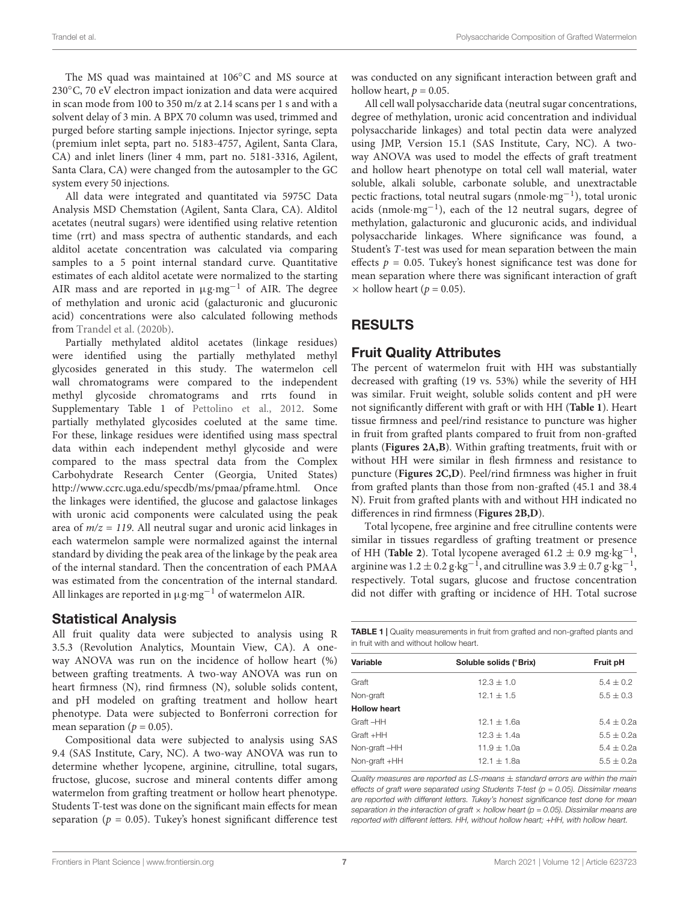The MS quad was maintained at 106°C and MS source at 230°C, 70 eV electron impact ionization and data were acquired in scan mode from 100 to 350 m/z at 2.14 scans per 1 s and with a solvent delay of 3 min. A BPX 70 column was used, trimmed and purged before starting sample injections. Injector syringe, septa (premium inlet septa, part no. 5183-4757, Agilent, Santa Clara, CA) and inlet liners (liner 4 mm, part no. 5181-3316, Agilent, Santa Clara, CA) were changed from the autosampler to the GC system every 50 injections.

All data were integrated and quantitated via 5975C Data Analysis MSD Chemstation (Agilent, Santa Clara, CA). Alditol acetates (neutral sugars) were identified using relative retention time (rrt) and mass spectra of authentic standards, and each alditol acetate concentration was calculated via comparing samples to a 5 point internal standard curve. Quantitative estimates of each alditol acetate were normalized to the starting AIR mass and are reported in $\mu g \cdot mg^{-1}$ of AIR. The degree of methylation and uronic acid (galacturonic and glucuronic acid) concentrations were also calculated following methods from Trandel et al. (2020b).

Partially methylated alditol acetates (linkage residues) were identified using the partially methylated methyl glycosides generated in this study. The watermelon cell wall chromatograms were compared to the independent methyl glycoside chromatograms and rrts found in Supplementary Table 1 of Pettolino et al., 2012. Some partially methylated glycosides coeluted at the same time. For these, linkage residues were identified using mass spectral data within each independent methyl glycoside and were compared to the mass spectral data from the Complex Carbohydrate Research Center (Georgia, United States) http://www.ccrc.uga.edu/specdb/ms/pmaa/pframe.html. Once the linkages were identified, the glucose and galactose linkages with uronic acid components were calculated using the peak area of $m/z = 119$. All neutral sugar and uronic acid linkages in each watermelon sample were normalized against the internal standard by dividing the peak area of the linkage by the peak area of the internal standard. Then the concentration of each PMAA was estimated from the concentration of the internal standard. All linkages are reported in $\mu g \cdot mg^{-1}$ of watermelon AIR.

## Statistical Analysis

All fruit quality data were subjected to analysis using R 3.5.3 (Revolution Analytics, Mountain View, CA). A one-way ANOVA was run on the incidence of hollow heart (%) between grafting treatments. A two-way ANOVA was run on heart firmness (N), rind firmness (N), soluble solids content, and pH modeled on grafting treatment and hollow heart phenotype. Data were subjected to Bonferroni correction for mean separation ($p = 0.05$).

Compositional data were subjected to analysis using SAS 9.4 (SAS Institute, Cary, NC). A two-way ANOVA was run to determine whether lycopene, arginine, citrulline, total sugars, fructose, glucose, sucrose and mineral contents differ among watermelon from grafting treatment or hollow heart phenotype. Students T-test was done on the significant main effects for mean separation ($p = 0.05$). Tukey's honest significant difference test was conducted on any significant interaction between graft and hollow heart, $p = 0.05$.

All cell wall polysaccharide data (neutral sugar concentrations, degree of methylation, uronic acid concentration and individual polysaccharide linkages) and total pectin data were analyzed using JMP, Version 15.1 (SAS Institute, Cary, NC). A two-way ANOVA was used to model the effects of graft treatment and hollow heart phenotype on total cell wall material, water soluble, alkali soluble, carbonate soluble, and unextractable pectic fractions, total neutral sugars ($nmole \cdot mg^{-1}$), total uronic acids ($nmole \cdot mg^{-1}$), each of the 12 neutral sugars, degree of methylation, galacturonic and glucuronic acids, and individual polysaccharide linkages. Where significance was found, a Student's $T$-test was used for mean separation between the main effects $p = 0.05$. Tukey's honest significance test was done for mean separation where there was significant interaction of graft $\times$ hollow heart ($p = 0.05$).

# RESULTS

## Fruit Quality Attributes

The percent of watermelon fruit with HH was substantially decreased with grafting (19 vs. 53%) while the severity of HH was similar. Fruit weight, soluble solids content and pH were not significantly different with graft or with HH (**Table 1**). Heart tissue firmness and peel/rind resistance to puncture was higher in fruit from grafted plants compared to fruit from non-grafted plants (**Figures 2A,B**). Within grafting treatments, fruit with or without HH were similar in flesh firmness and resistance to puncture (**Figures 2C,D**). Peel/rind firmness was higher in fruit from grafted plants than those from non-grafted (45.1 and 38.4 N). Fruit from grafted plants with and without HH indicated no differences in rind firmness (**Figures 2B,D**).

Total lycopene, free arginine and free citrulline contents were similar in tissues regardless of grafting treatment or presence of HH (**Table 2**). Total lycopene averaged $61.2 \pm 0.9$ $mg \cdot kg^{-1}$, arginine was $1.2 \pm 0.2$ $g \cdot kg^{-1}$, and citrulline was $3.9 \pm 0.7$ $g \cdot kg^{-1}$, respectively. Total sugars, glucose and fructose concentration did not differ with grafting or incidence of HH. Total sucrose

**TABLE 1** | Quality measurements in fruit from grafted and non-grafted plants and in fruit with and without hollow heart.

| Variable | Soluble solids (°Brix) | Fruit pH |
|---|---|---|
| Graft | 12.3 ± 1.0 | 5.4 ± 0.2 |
| Non-graft | 12.1 ± 1.5 | 5.5 ± 0.3 |
| **Hollow heart** | | |
| Graft –HH | 12.1 ± 1.6a | 5.4 ± 0.2a |
| Graft +HH | 12.3 ± 1.4a | 5.5 ± 0.2a |
| Non-graft –HH | 11.9 ± 1.0a | 5.4 ± 0.2a |
| Non-graft +HH | 12.1 ± 1.8a | 5.5 ± 0.2a |

*Quality measures are reported as LS-means ± standard errors are within the main effects of graft were separated using Students T-test (p = 0.05). Dissimilar means are reported with different letters. Tukey's honest significance test done for mean separation in the interaction of graft × hollow heart (p = 0.05). Dissimilar means are reported with different letters. HH, without hollow heart; +HH, with hollow heart.*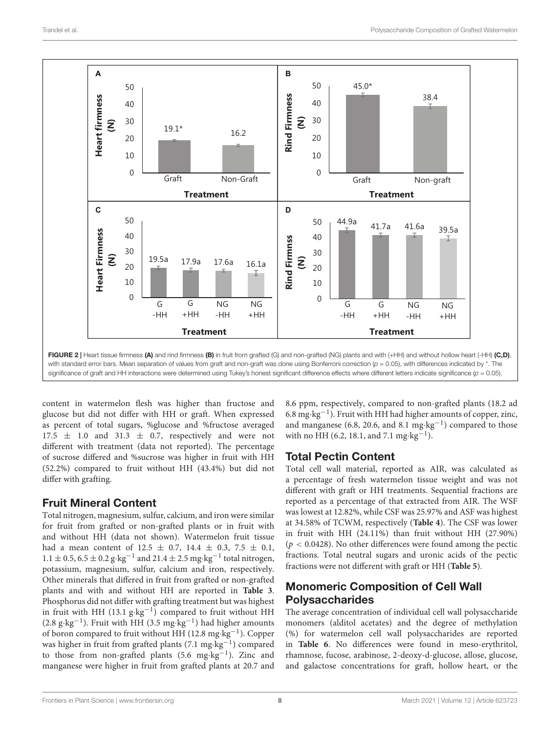FIGURE 2 | Heart tissue firmness **(A)** and rind firmness **(B)** in fruit from grafted (G) and non-grafted (NG) plants and with (+HH) and without hollow heart (-HH) **(C,D)**, with standard error bars. Mean separation of values from graft and non-graft was done using Bonferroni correction ($p = 0.05$), with differences indicated by *. The significance of graft and HH interactions were determined using Tukey's honest significant difference effects where different letters indicate significance ($p = 0.05$).

content in watermelon flesh was higher than fructose and glucose but did not differ with HH or graft. When expressed as percent of total sugars, %glucose and %fructose averaged $17.5 \pm 1.0$ and $31.3 \pm 0.7$, respectively and were not different with treatment (data not reported). The percentage of sucrose differed and %sucrose was higher in fruit with HH (52.2%) compared to fruit without HH (43.4%) but did not differ with grafting.

## Fruit Mineral Content

Total nitrogen, magnesium, sulfur, calcium, and iron were similar for fruit from grafted or non-grafted plants or in fruit with and without HH (data not shown). Watermelon fruit tissue had a mean content of $12.5 \pm 0.7$, $14.4 \pm 0.3$, $7.5 \pm 0.1$, $1.1 \pm 0.5$, $6.5 \pm 0.2$ g·kg$^{-1}$ and $21.4 \pm 2.5$ mg·kg$^{-1}$ total nitrogen, potassium, magnesium, sulfur, calcium and iron, respectively. Other minerals that differed in fruit from grafted or non-grafted plants and with and without HH are reported in **Table 3**. Phosphorus did not differ with grafting treatment but was highest in fruit with HH (13.1 g·kg$^{-1}$) compared to fruit without HH (2.8 g·kg$^{-1}$). Fruit with HH (3.5 mg·kg$^{-1}$) had higher amounts of boron compared to fruit without HH (12.8 mg·kg$^{-1}$). Copper was higher in fruit from grafted plants (7.1 mg·kg$^{-1}$) compared to those from non-grafted plants (5.6 mg·kg$^{-1}$). Zinc and manganese were higher in fruit from grafted plants at 20.7 and 8.6 ppm, respectively, compared to non-grafted plants (18.2 ad 6.8 mg·kg$^{-1}$). Fruit with HH had higher amounts of copper, zinc, and manganese (6.8, 20.6, and 8.1 mg·kg$^{-1}$) compared to those with no HH (6.2, 18.1, and 7.1 mg·kg$^{-1}$).

## Total Pectin Content

Total cell wall material, reported as AIR, was calculated as a percentage of fresh watermelon tissue weight and was not different with graft or HH treatments. Sequential fractions are reported as a percentage of that extracted from AIR. The WSF was lowest at 12.82%, while CSF was 25.97% and ASF was highest at 34.58% of TCWM, respectively (**Table 4**). The CSF was lower in fruit with HH (24.11%) than fruit without HH (27.90%) ($p < 0.0428$). No other differences were found among the pectic fractions. Total neutral sugars and uronic acids of the pectic fractions were not different with graft or HH (**Table 5**).

## Monomeric Composition of Cell Wall Polysaccharides

The average concentration of individual cell wall polysaccharide monomers (alditol acetates) and the degree of methylation (%) for watermelon cell wall polysaccharides are reported in **Table 6**. No differences were found in meso-erythritol, rhamnose, fucose, arabinose, 2-deoxy-d-glucose, allose, glucose, and galactose concentrations for graft, hollow heart, or the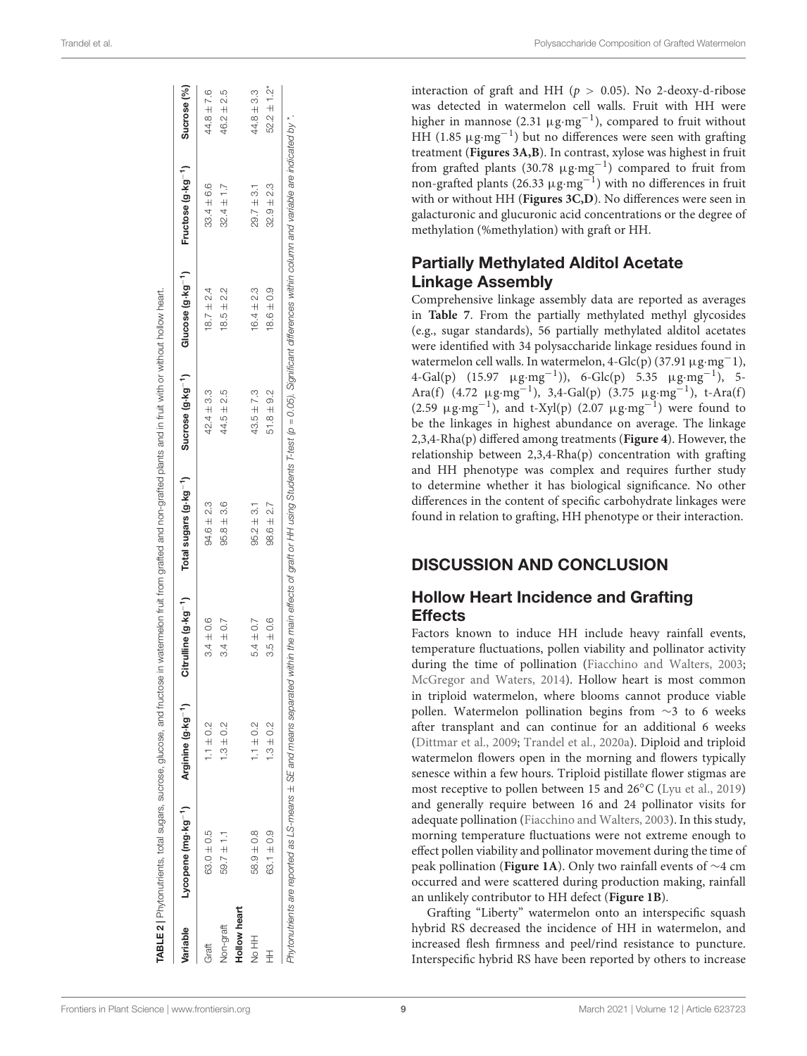**TABLE 2 |** Phytonutrients, total sugars, sucrose, glucose, and fructose in watermelon fruit from grafted and non-grafted plants and in fruit with or without hollow heart.

| Variable | Lycopene (mg·kg$^{-1}$) | Arginine (g·kg$^{-1}$) | Citrulline (g·kg$^{-1}$) | Total sugars (g·kg$^{-1}$) | Sucrose (g·kg$^{-1}$) | Glucose (g·kg$^{-1}$) | Fructose (g·kg$^{-1}$) | Sucrose (%) |
|---|---|---|---|---|---|---|---|---|
| Graft | 63.0 ± 0.5 | 1.1 ± 0.2 | 3.4 ± 0.6 | 94.6 ± 2.3 | 42.4 ± 3.3 | 18.7 ± 2.4 | 33.4 ± 6.6 | 44.8 ± 7.6 |
| Non-graft | 59.7 ± 1.1 | 1.3 ± 0.2 | 3.4 ± 0.7 | 95.8 ± 3.6 | 44.5 ± 2.5 | 18.5 ± 2.2 | 32.4 ± 1.7 | 46.2 ± 2.5 |
| **Hollow heart** | | | | | | | | |
| No HH | 58.9 ± 0.8 | 1.1 ± 0.2 | 5.4 ± 0.7 | 95.2 ± 3.1 | 43.5 ± 7.3 | 16.4 ± 2.3 | 29.7 ± 3.1 | 44.8 ± 3.3 |
| HH | 63.1 ± 0.9 | 1.3 ± 0.2 | 3.5 ± 0.6 | 98.6 ± 2.7 | 51.8 ± 9.2 | 18.6 ± 0.9 | 32.9 ± 2.3 | 52.2 ± 1.2* |

*Phytonutrients are reported as LS-means ± SE and means separated within the main effects of graft or HH using Students T-test (p = 0.05). Significant differences within column and variable are indicated by *.*

interaction of graft and HH ($p > 0.05$). No 2-deoxy-d-ribose was detected in watermelon cell walls. Fruit with HH were higher in mannose (2.31 $\mu g \cdot mg^{-1}$), compared to fruit without HH (1.85 $\mu g \cdot mg^{-1}$) but no differences were seen with grafting treatment (**Figures 3A,B**). In contrast, xylose was highest in fruit from grafted plants (30.78 $\mu g \cdot mg^{-1}$) compared to fruit from non-grafted plants (26.33 $\mu g \cdot mg^{-1}$) with no differences in fruit with or without HH (**Figures 3C,D**). No differences were seen in galacturonic and glucuronic acid concentrations or the degree of methylation (%methylation) with graft or HH.

## Partially Methylated Alditol Acetate Linkage Assembly

Comprehensive linkage assembly data are reported as averages in **Table 7**. From the partially methylated methyl glycosides (e.g., sugar standards), 56 partially methylated alditol acetates were identified with 34 polysaccharide linkage residues found in watermelon cell walls. In watermelon, 4-Glc(p) (37.91 $\mu g \cdot mg^{-1}$), 4-Gal(p) (15.97 $\mu g \cdot mg^{-1}$)), 6-Glc(p) 5.35 $\mu g \cdot mg^{-1}$), 5-Ara(f) (4.72 $\mu g \cdot mg^{-1}$), 3,4-Gal(p) (3.75 $\mu g \cdot mg^{-1}$), t-Ara(f) (2.59 $\mu g \cdot mg^{-1}$), and t-Xyl(p) (2.07 $\mu g \cdot mg^{-1}$) were found to be the linkages in highest abundance on average. The linkage 2,3,4-Rha(p) differed among treatments (**Figure 4**). However, the relationship between 2,3,4-Rha(p) concentration with grafting and HH phenotype was complex and requires further study to determine whether it has biological significance. No other differences in the content of specific carbohydrate linkages were found in relation to grafting, HH phenotype or their interaction.

# DISCUSSION AND CONCLUSION

## Hollow Heart Incidence and Grafting Effects

Factors known to induce HH include heavy rainfall events, temperature fluctuations, pollen viability and pollinator activity during the time of pollination (Fiacchino and Walters, 2003; McGregor and Waters, 2014). Hollow heart is most common in triploid watermelon, where blooms cannot produce viable pollen. Watermelon pollination begins from ~3 to 6 weeks after transplant and can continue for an additional 6 weeks (Dittmar et al., 2009; Trandel et al., 2020a). Diploid and triploid watermelon flowers open in the morning and flowers typically senesce within a few hours. Triploid pistillate flower stigmas are most receptive to pollen between 15 and 26°C (Lyu et al., 2019) and generally require between 16 and 24 pollinator visits for adequate pollination (Fiacchino and Walters, 2003). In this study, morning temperature fluctuations were not extreme enough to effect pollen viability and pollinator movement during the time of peak pollination (**Figure 1A**). Only two rainfall events of ~4 cm occurred and were scattered during production making, rainfall an unlikely contributor to HH defect (**Figure 1B**).

Grafting "Liberty" watermelon onto an interspecific squash hybrid RS decreased the incidence of HH in watermelon, and increased flesh firmness and peel/rind resistance to puncture. Interspecific hybrid RS have been reported by others to increase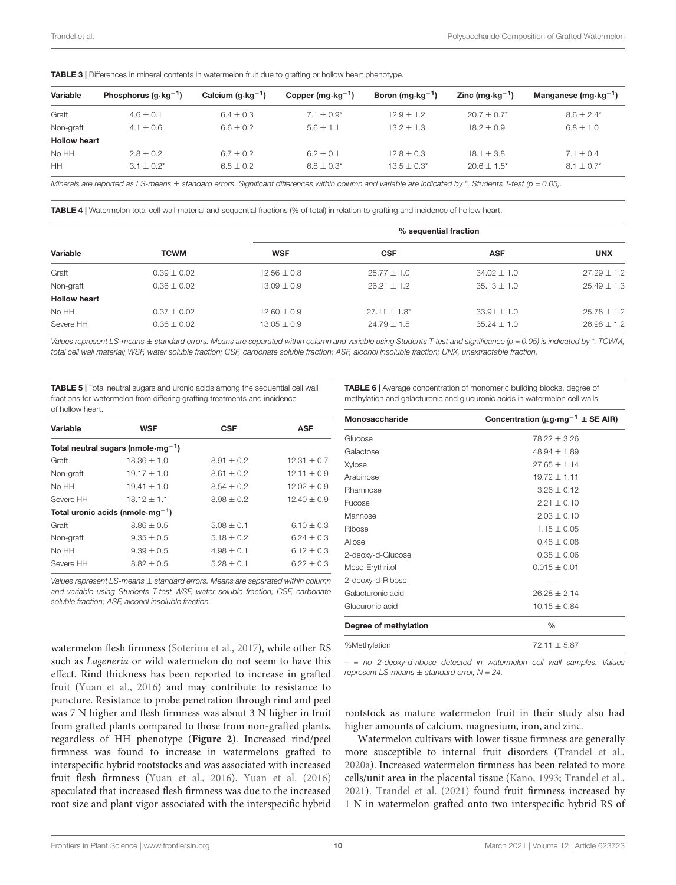**TABLE 3 |** Differences in mineral contents in watermelon fruit due to grafting or hollow heart phenotype.

| Variable | Phosphorus ($g \cdot kg^{-1}$) | Calcium ($g \cdot kg^{-1}$) | Copper ($mg \cdot kg^{-1}$) | Boron ($mg \cdot kg^{-1}$) | Zinc ($mg \cdot kg^{-1}$) | Manganese ($mg \cdot kg^{-1}$) |
|---|---|---|---|---|---|---|
| Graft | 4.6 ± 0.1 | 6.4 ± 0.3 | 7.1 ± 0.9* | 12.9 ± 1.2 | 20.7 ± 0.7* | 8.6 ± 2.4* |
| Non-graft | 4.1 ± 0.6 | 6.6 ± 0.2 | 5.6 ± 1.1 | 13.2 ± 1.3 | 18.2 ± 0.9 | 6.8 ± 1.0 |
| **Hollow heart** | | | | | | |
| No HH | 2.8 ± 0.2 | 6.7 ± 0.2 | 6.2 ± 0.1 | 12.8 ± 0.3 | 18.1 ± 3.8 | 7.1 ± 0.4 |
| HH | 3.1 ± 0.2* | 6.5 ± 0.2 | 6.8 ± 0.3* | 13.5 ± 0.3* | 20.6 ± 1.5* | 8.1 ± 0.7* |

*Minerals are reported as LS-means ± standard errors. Significant differences within column and variable are indicated by *, Students T-test (p = 0.05).*

**TABLE 4 |** Watermelon total cell wall material and sequential fractions (% of total) in relation to grafting and incidence of hollow heart.

| Variable | TCWM | % sequential fraction | | | |
|---|---|---|---|---|---|
| | | **WSF** | **CSF** | **ASF** | **UNX** |
| Graft | 0.39 ± 0.02 | 12.56 ± 0.8 | 25.77 ± 1.0 | 34.02 ± 1.0 | 27.29 ± 1.2 |
| Non-graft | 0.36 ± 0.02 | 13.09 ± 0.9 | 26.21 ± 1.2 | 35.13 ± 1.0 | 25.49 ± 1.3 |
| **Hollow heart** | | | | | |
| No HH | 0.37 ± 0.02 | 12.60 ± 0.9 | 27.11 ± 1.8* | 33.91 ± 1.0 | 25.78 ± 1.2 |
| Severe HH | 0.36 ± 0.02 | 13.05 ± 0.9 | 24.79 ± 1.5 | 35.24 ± 1.0 | 26.98 ± 1.2 |

*Values represent LS-means ± standard errors. Means are separated within column and variable using Students T-test and significance (p = 0.05) is indicated by *. TCWM, total cell wall material; WSF, water soluble fraction; CSF, carbonate soluble fraction; ASF, alcohol insoluble fraction; UNX, unextractable fraction.*

**TABLE 5 |** Total neutral sugars and uronic acids among the sequential cell wall fractions for watermelon from differing grafting treatments and incidence of hollow heart.

| Variable | WSF | CSF | ASF |
|---|---|---|---|
| **Total neutral sugars ($nmole \cdot mg^{-1}$)** | | | |
| Graft | 18.36 ± 1.0 | 8.91 ± 0.2 | 12.31 ± 0.7 |
| Non-graft | 19.17 ± 1.0 | 8.61 ± 0.2 | 12.11 ± 0.9 |
| No HH | 19.41 ± 1.0 | 8.54 ± 0.2 | 12.02 ± 0.9 |
| Severe HH | 18.12 ± 1.1 | 8.98 ± 0.2 | 12.40 ± 0.9 |
| **Total uronic acids ($nmole \cdot mg^{-1}$)** | | | |
| Graft | 8.86 ± 0.5 | 5.08 ± 0.1 | 6.10 ± 0.3 |
| Non-graft | 9.35 ± 0.5 | 5.18 ± 0.2 | 6.24 ± 0.3 |
| No HH | 9.39 ± 0.5 | 4.98 ± 0.1 | 6.12 ± 0.3 |
| Severe HH | 8.82 ± 0.5 | 5.28 ± 0.1 | 6.22 ± 0.3 |

*Values represent LS-means ± standard errors. Means are separated within column and variable using Students T-test WSF, water soluble fraction; CSF, carbonate soluble fraction; ASF, alcohol insoluble fraction.*

**TABLE 6 |** Average concentration of monomeric building blocks, degree of methylation and galacturonic and glucuronic acids in watermelon cell walls.

| Monosaccharide | Concentration ($\mu g \cdot mg^{-1}$ ± SE AIR) |
|---|---|
| Glucose | 78.22 ± 3.26 |
| Galactose | 48.94 ± 1.89 |
| Xylose | 27.65 ± 1.14 |
| Arabinose | 19.72 ± 1.11 |
| Rhamnose | 3.26 ± 0.12 |
| Fucose | 2.21 ± 0.10 |
| Mannose | 2.03 ± 0.10 |
| Ribose | 1.15 ± 0.05 |
| Allose | 0.48 ± 0.08 |
| 2-deoxy-d-Glucose | 0.38 ± 0.06 |
| Meso-Erythritol | 0.015 ± 0.01 |
| 2-deoxy-d-Ribose | – |
| Galacturonic acid | 26.28 ± 2.14 |
| Glucuronic acid | 10.15 ± 0.84 |
| **Degree of methylation** | **%** |
| %Methylation | 72.11 ± 5.87 |

*– = no 2-deoxy-d-ribose detected in watermelon cell wall samples. Values represent LS-means ± standard error, N = 24.*

watermelon flesh firmness (Soteriou et al., 2017), while other RS such as *Lageneria* or wild watermelon do not seem to have this effect. Rind thickness has been reported to increase in grafted fruit (Yuan et al., 2016) and may contribute to resistance to puncture. Resistance to probe penetration through rind and peel was 7 N higher and flesh firmness was about 3 N higher in fruit from grafted plants compared to those from non-grafted plants, regardless of HH phenotype (**Figure 2**). Increased rind/peel firmness was found to increase in watermelons grafted to interspecific hybrid rootstocks and was associated with increased fruit flesh firmness (Yuan et al., 2016). Yuan et al. (2016) speculated that increased flesh firmness was due to the increased root size and plant vigor associated with the interspecific hybrid rootstock as mature watermelon fruit in their study also had higher amounts of calcium, magnesium, iron, and zinc.

Watermelon cultivars with lower tissue firmness are generally more susceptible to internal fruit disorders (Trandel et al., 2020a). Increased watermelon firmness has been related to more cells/unit area in the placental tissue (Kano, 1993; Trandel et al., 2021). Trandel et al. (2021) found fruit firmness increased by 1 N in watermelon grafted onto two interspecific hybrid RS of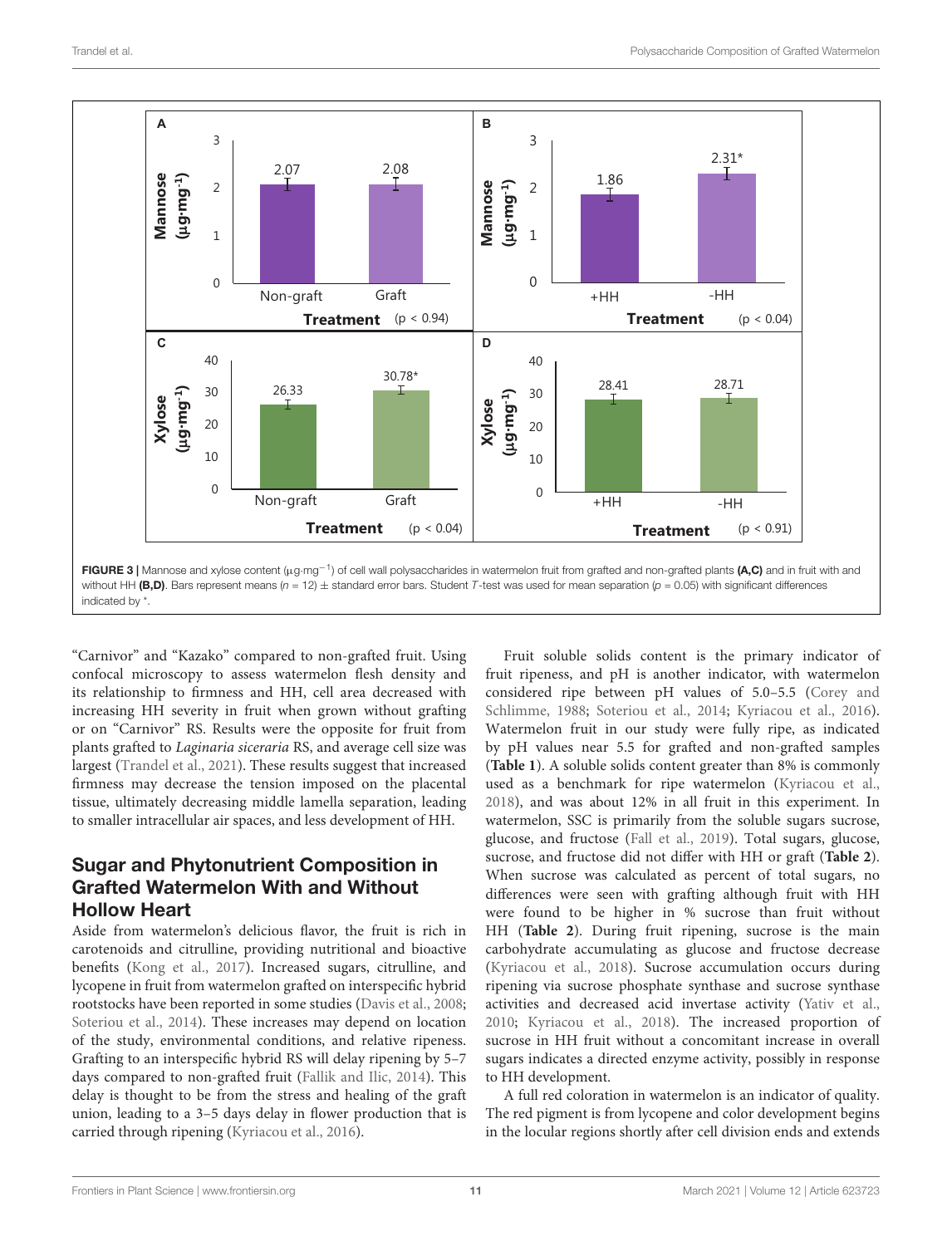**FIGURE 3 |** Mannose and xylose content (μg·mg$^{-1}$) of cell wall polysaccharides in watermelon fruit from grafted and non-grafted plants **(A,C)** and in fruit with and without HH **(B,D)**. Bars represent means ($n$ = 12) ± standard error bars. Student *T*-test was used for mean separation ($p$ = 0.05) with significant differences indicated by *.

"Carnivor" and "Kazako" compared to non-grafted fruit. Using confocal microscopy to assess watermelon flesh density and its relationship to firmness and HH, cell area decreased with increasing HH severity in fruit when grown without grafting or on "Carnivor" RS. Results were the opposite for fruit from plants grafted to *Laginaria siceraria* RS, and average cell size was largest (Trandel et al., 2021). These results suggest that increased firmness may decrease the tension imposed on the placental tissue, ultimately decreasing middle lamella separation, leading to smaller intracellular air spaces, and less development of HH.

## Sugar and Phytonutrient Composition in Grafted Watermelon With and Without Hollow Heart

Aside from watermelon's delicious flavor, the fruit is rich in carotenoids and citrulline, providing nutritional and bioactive benefits (Kong et al., 2017). Increased sugars, citrulline, and lycopene in fruit from watermelon grafted on interspecific hybrid rootstocks have been reported in some studies (Davis et al., 2008; Soteriou et al., 2014). These increases may depend on location of the study, environmental conditions, and relative ripeness. Grafting to an interspecific hybrid RS will delay ripening by 5–7 days compared to non-grafted fruit (Fallik and Ilic, 2014). This delay is thought to be from the stress and healing of the graft union, leading to a 3–5 days delay in flower production that is carried through ripening (Kyriacou et al., 2016).

Fruit soluble solids content is the primary indicator of fruit ripeness, and pH is another indicator, with watermelon considered ripe between pH values of 5.0–5.5 (Corey and Schlimme, 1988; Soteriou et al., 2014; Kyriacou et al., 2016). Watermelon fruit in our study were fully ripe, as indicated by pH values near 5.5 for grafted and non-grafted samples (**Table 1**). A soluble solids content greater than 8% is commonly used as a benchmark for ripe watermelon (Kyriacou et al., 2018), and was about 12% in all fruit in this experiment. In watermelon, SSC is primarily from the soluble sugars sucrose, glucose, and fructose (Fall et al., 2019). Total sugars, glucose, sucrose, and fructose did not differ with HH or graft (**Table 2**). When sucrose was calculated as percent of total sugars, no differences were seen with grafting although fruit with HH were found to be higher in % sucrose than fruit without HH (**Table 2**). During fruit ripening, sucrose is the main carbohydrate accumulating as glucose and fructose decrease (Kyriacou et al., 2018). Sucrose accumulation occurs during ripening via sucrose phosphate synthase and sucrose synthase activities and decreased acid invertase activity (Yativ et al., 2010; Kyriacou et al., 2018). The increased proportion of sucrose in HH fruit without a concomitant increase in overall sugars indicates a directed enzyme activity, possibly in response to HH development.

A full red coloration in watermelon is an indicator of quality. The red pigment is from lycopene and color development begins in the locular regions shortly after cell division ends and extends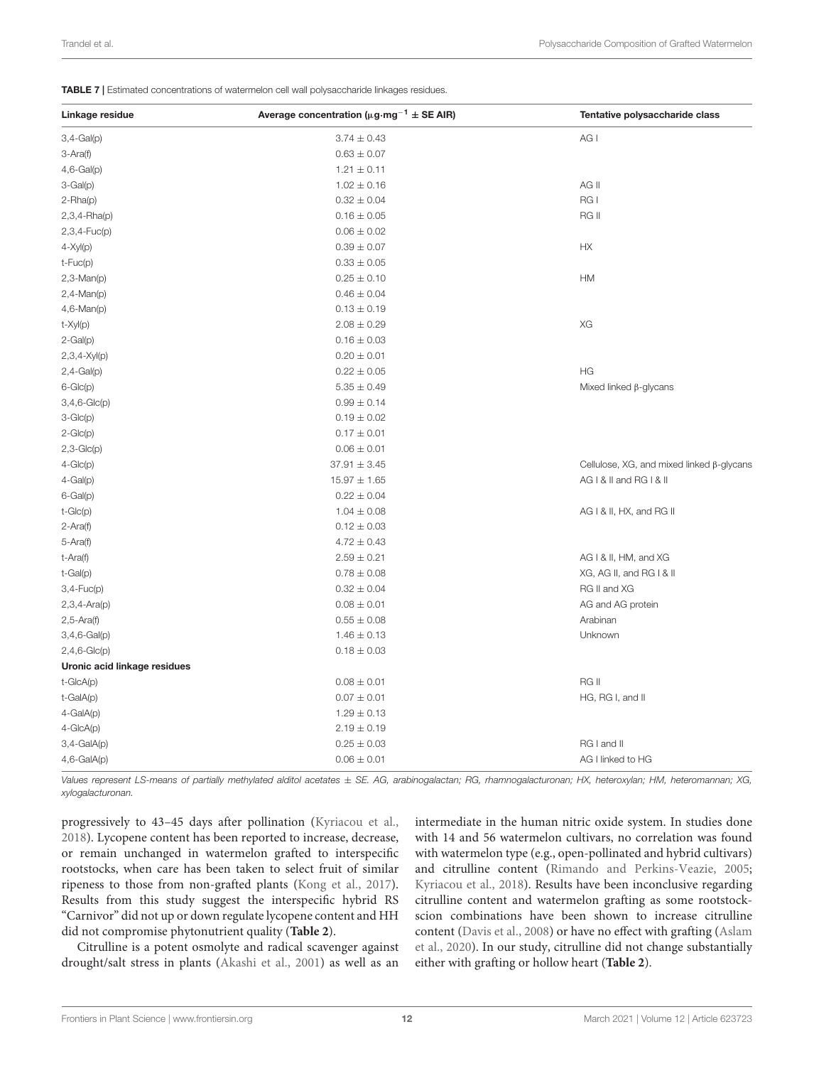**TABLE 7 |** Estimated concentrations of watermelon cell wall polysaccharide linkages residues.

| Linkage residue | Average concentration ($\mu g \cdot mg^{-1}$ ± SE AIR) | Tentative polysaccharide class |
|---|---|---|
| 3,4-Gal(p) | 3.74 ± 0.43 | AG I |
| 3-Ara(f) | 0.63 ± 0.07 | |
| 4,6-Gal(p) | 1.21 ± 0.11 | |
| 3-Gal(p) | 1.02 ± 0.16 | AG II |
| 2-Rha(p) | 0.32 ± 0.04 | RG I |
| 2,3,4-Rha(p) | 0.16 ± 0.05 | RG II |
| 2,3,4-Fuc(p) | 0.06 ± 0.02 | |
| 4-Xyl(p) | 0.39 ± 0.07 | HX |
| t-Fuc(p) | 0.33 ± 0.05 | |
| 2,3-Man(p) | 0.25 ± 0.10 | HM |
| 2,4-Man(p) | 0.46 ± 0.04 | |
| 4,6-Man(p) | 0.13 ± 0.19 | |
| t-Xyl(p) | 2.08 ± 0.29 | XG |
| 2-Gal(p) | 0.16 ± 0.03 | |
| 2,3,4-Xyl(p) | 0.20 ± 0.01 | |
| 2,4-Gal(p) | 0.22 ± 0.05 | HG |
| 6-Glc(p) | 5.35 ± 0.49 | Mixed linked β-glycans |
| 3,4,6-Glc(p) | 0.99 ± 0.14 | |
| 3-Glc(p) | 0.19 ± 0.02 | |
| 2-Glc(p) | 0.17 ± 0.01 | |
| 2,3-Glc(p) | 0.06 ± 0.01 | |
| 4-Glc(p) | 37.91 ± 3.45 | Cellulose, XG, and mixed linked β-glycans |
| 4-Gal(p) | 15.97 ± 1.65 | AG I & II and RG I & II |
| 6-Gal(p) | 0.22 ± 0.04 | |
| t-Glc(p) | 1.04 ± 0.08 | AG I & II, HX, and RG II |
| 2-Ara(f) | 0.12 ± 0.03 | |
| 5-Ara(f) | 4.72 ± 0.43 | |
| t-Ara(f) | 2.59 ± 0.21 | AG I & II, HM, and XG |
| t-Gal(p) | 0.78 ± 0.08 | XG, AG II, and RG I & II |
| 3,4-Fuc(p) | 0.32 ± 0.04 | RG II and XG |
| 2,3,4-Ara(p) | 0.08 ± 0.01 | AG and AG protein |
| 2,5-Ara(f) | 0.55 ± 0.08 | Arabinan |
| 3,4,6-Gal(p) | 1.46 ± 0.13 | Unknown |
| 2,4,6-Glc(p) | 0.18 ± 0.03 | |
| **Uronic acid linkage residues** | | |
| t-GlcA(p) | 0.08 ± 0.01 | RG II |
| t-GalA(p) | 0.07 ± 0.01 | HG, RG I, and II |
| 4-GalA(p) | 1.29 ± 0.13 | |
| 4-GlcA(p) | 2.19 ± 0.19 | |
| 3,4-GalA(p) | 0.25 ± 0.03 | RG I and II |
| 4,6-GalA(p) | 0.06 ± 0.01 | AG I linked to HG |

*Values represent LS-means of partially methylated alditol acetates ± SE. AG, arabinogalactan; RG, rhamnogalacturonan; HX, heteroxylan; HM, heteromannan; XG, xylogalacturonan.*

progressively to 43–45 days after pollination (Kyriacou et al., 2018). Lycopene content has been reported to increase, decrease, or remain unchanged in watermelon grafted to interspecific rootstocks, when care has been taken to select fruit of similar ripeness to those from non-grafted plants (Kong et al., 2017). Results from this study suggest the interspecific hybrid RS "Carnivor" did not up or down regulate lycopene content and HH did not compromise phytonutrient quality (**Table 2**).

Citrulline is a potent osmolyte and radical scavenger against drought/salt stress in plants (Akashi et al., 2001) as well as an intermediate in the human nitric oxide system. In studies done with 14 and 56 watermelon cultivars, no correlation was found with watermelon type (e.g., open-pollinated and hybrid cultivars) and citrulline content (Rimando and Perkins-Veazie, 2005; Kyriacou et al., 2018). Results have been inconclusive regarding citrulline content and watermelon grafting as some rootstock-scion combinations have been shown to increase citrulline content (Davis et al., 2008) or have no effect with grafting (Aslam et al., 2020). In our study, citrulline did not change substantially either with grafting or hollow heart (**Table 2**).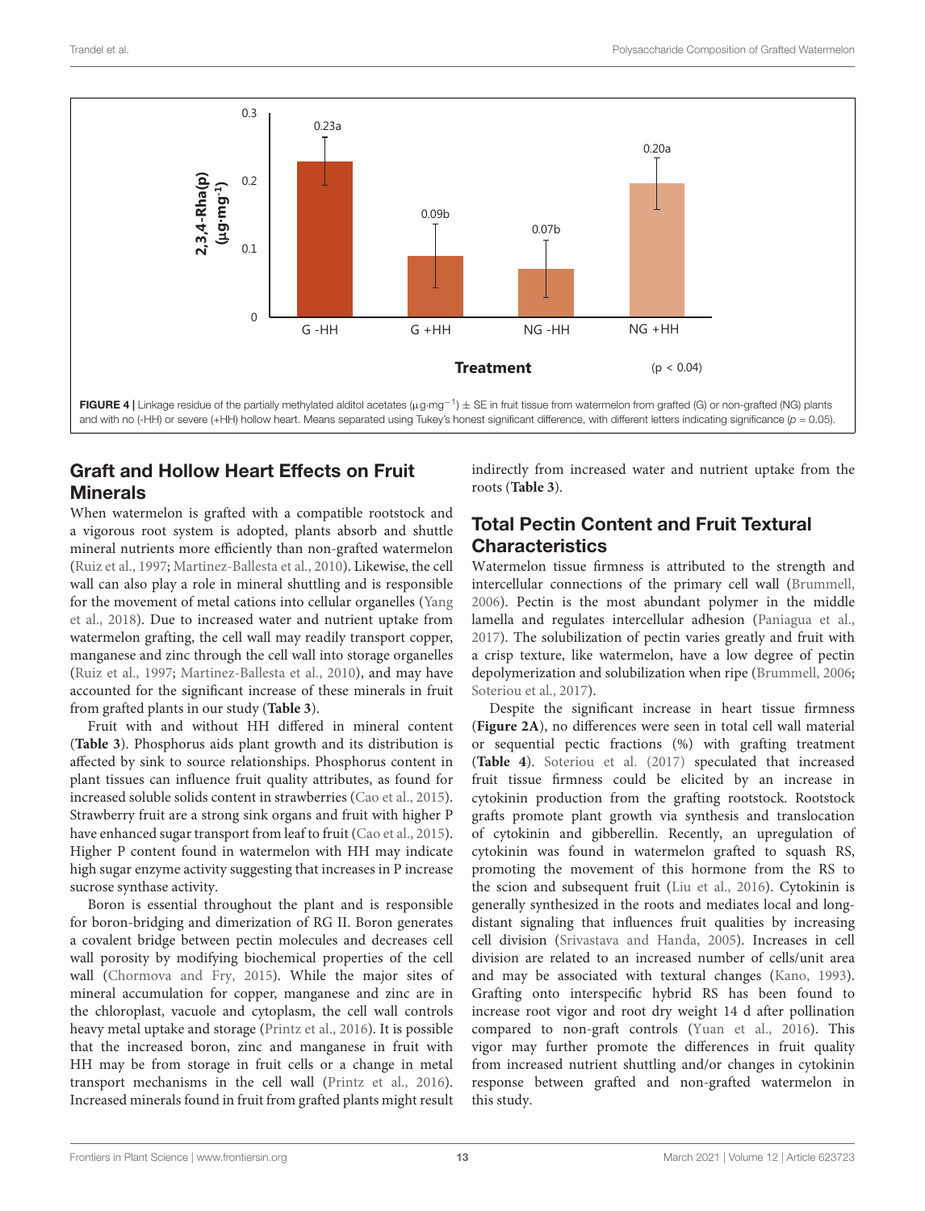**FIGURE 4 |** Linkage residue of the partially methylated alditol acetates (μg·mg$^{-1}$) ± SE in fruit tissue from watermelon from grafted (G) or non-grafted (NG) plants and with no (-HH) or severe (+HH) hollow heart. Means separated using Tukey's honest significant difference, with different letters indicating significance ($p = 0.05$).

## Graft and Hollow Heart Effects on Fruit Minerals

When watermelon is grafted with a compatible rootstock and a vigorous root system is adopted, plants absorb and shuttle mineral nutrients more efficiently than non-grafted watermelon (Ruiz et al., 1997; Martinez-Ballesta et al., 2010). Likewise, the cell wall can also play a role in mineral shuttling and is responsible for the movement of metal cations into cellular organelles (Yang et al., 2018). Due to increased water and nutrient uptake from watermelon grafting, the cell wall may readily transport copper, manganese and zinc through the cell wall into storage organelles (Ruiz et al., 1997; Martinez-Ballesta et al., 2010), and may have accounted for the significant increase of these minerals in fruit from grafted plants in our study (**Table 3**).

Fruit with and without HH differed in mineral content (**Table 3**). Phosphorus aids plant growth and its distribution is affected by sink to source relationships. Phosphorus content in plant tissues can influence fruit quality attributes, as found for increased soluble solids content in strawberries (Cao et al., 2015). Strawberry fruit are a strong sink organs and fruit with higher P have enhanced sugar transport from leaf to fruit (Cao et al., 2015). Higher P content found in watermelon with HH may indicate high sugar enzyme activity suggesting that increases in P increase sucrose synthase activity.

Boron is essential throughout the plant and is responsible for boron-bridging and dimerization of RG II. Boron generates a covalent bridge between pectin molecules and decreases cell wall porosity by modifying biochemical properties of the cell wall (Chormova and Fry, 2015). While the major sites of mineral accumulation for copper, manganese and zinc are in the chloroplast, vacuole and cytoplasm, the cell wall controls heavy metal uptake and storage (Printz et al., 2016). It is possible that the increased boron, zinc and manganese in fruit with HH may be from storage in fruit cells or a change in metal transport mechanisms in the cell wall (Printz et al., 2016). Increased minerals found in fruit from grafted plants might result indirectly from increased water and nutrient uptake from the roots (**Table 3**).

## Total Pectin Content and Fruit Textural Characteristics

Watermelon tissue firmness is attributed to the strength and intercellular connections of the primary cell wall (Brummell, 2006). Pectin is the most abundant polymer in the middle lamella and regulates intercellular adhesion (Paniagua et al., 2017). The solubilization of pectin varies greatly and fruit with a crisp texture, like watermelon, have a low degree of pectin depolymerization and solubilization when ripe (Brummell, 2006; Soteriou et al., 2017).

Despite the significant increase in heart tissue firmness (**Figure 2A**), no differences were seen in total cell wall material or sequential pectic fractions (%) with grafting treatment (**Table 4**). Soteriou et al. (2017) speculated that increased fruit tissue firmness could be elicited by an increase in cytokinin production from the grafting rootstock. Rootstock grafts promote plant growth via synthesis and translocation of cytokinin and gibberellin. Recently, an upregulation of cytokinin was found in watermelon grafted to squash RS, promoting the movement of this hormone from the RS to the scion and subsequent fruit (Liu et al., 2016). Cytokinin is generally synthesized in the roots and mediates local and long-distant signaling that influences fruit qualities by increasing cell division (Srivastava and Handa, 2005). Increases in cell division are related to an increased number of cells/unit area and may be associated with textural changes (Kano, 1993). Grafting onto interspecific hybrid RS has been found to increase root vigor and root dry weight 14 d after pollination compared to non-graft controls (Yuan et al., 2016). This vigor may further promote the differences in fruit quality from increased nutrient shuttling and/or changes in cytokinin response between grafted and non-grafted watermelon in this study.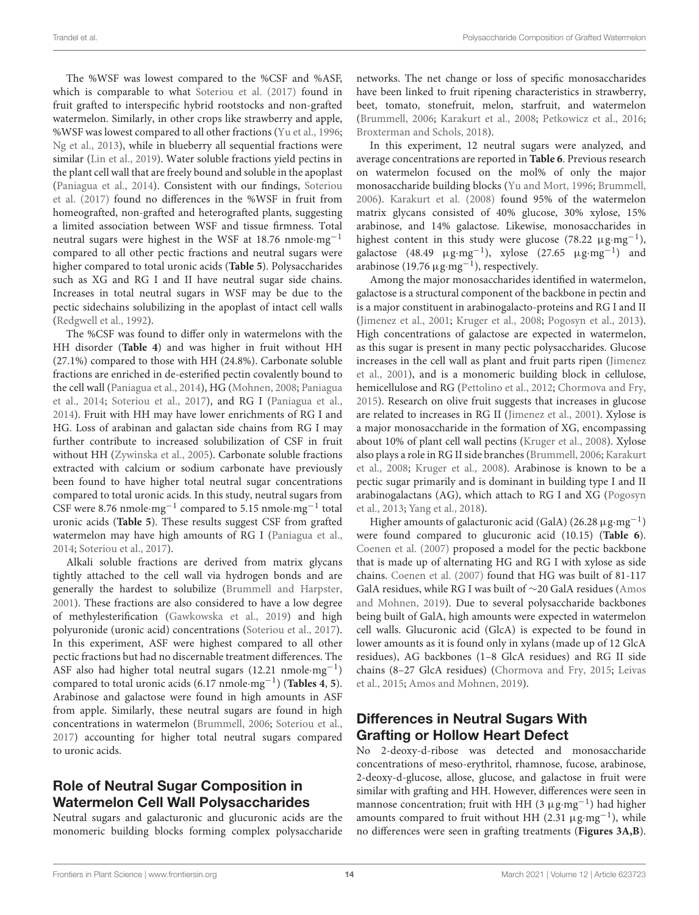The %WSF was lowest compared to the %CSF and %ASF, which is comparable to what Soteriou et al. (2017) found in fruit grafted to interspecific hybrid rootstocks and non-grafted watermelon. Similarly, in other crops like strawberry and apple, %WSF was lowest compared to all other fractions (Yu et al., 1996; Ng et al., 2013), while in blueberry all sequential fractions were similar (Lin et al., 2019). Water soluble fractions yield pectins in the plant cell wall that are freely bound and soluble in the apoplast (Paniagua et al., 2014). Consistent with our findings, Soteriou et al. (2017) found no differences in the %WSF in fruit from homeografted, non-grafted and heterografted plants, suggesting a limited association between WSF and tissue firmness. Total neutral sugars were highest in the WSF at 18.76 nmole·mg$^{-1}$ compared to all other pectic fractions and neutral sugars were higher compared to total uronic acids (**Table 5**). Polysaccharides such as XG and RG I and II have neutral sugar side chains. Increases in total neutral sugars in WSF may be due to the pectic sidechains solubilizing in the apoplast of intact cell walls (Redgwell et al., 1992).

The %CSF was found to differ only in watermelons with the HH disorder (**Table 4**) and was higher in fruit without HH (27.1%) compared to those with HH (24.8%). Carbonate soluble fractions are enriched in de-esterified pectin covalently bound to the cell wall (Paniagua et al., 2014), HG (Mohnen, 2008; Paniagua et al., 2014; Soteriou et al., 2017), and RG I (Paniagua et al., 2014). Fruit with HH may have lower enrichments of RG I and HG. Loss of arabinan and galactan side chains from RG I may further contribute to increased solubilization of CSF in fruit without HH (Zywinska et al., 2005). Carbonate soluble fractions extracted with calcium or sodium carbonate have previously been found to have higher total neutral sugar concentrations compared to total uronic acids. In this study, neutral sugars from CSF were 8.76 nmole·mg$^{-1}$ compared to 5.15 nmole·mg$^{-1}$ total uronic acids (**Table 5**). These results suggest CSF from grafted watermelon may have high amounts of RG I (Paniagua et al., 2014; Soteriou et al., 2017).

Alkali soluble fractions are derived from matrix glycans tightly attached to the cell wall via hydrogen bonds and are generally the hardest to solubilize (Brummell and Harpster, 2001). These fractions are also considered to have a low degree of methylesterification (Gawkowska et al., 2019) and high polyuronide (uronic acid) concentrations (Soteriou et al., 2017). In this experiment, ASF were highest compared to all other pectic fractions but had no discernable treatment differences. The ASF also had higher total neutral sugars (12.21 nmole·mg$^{-1}$) compared to total uronic acids (6.17 nmole·mg$^{-1}$) (**Tables 4, 5**). Arabinose and galactose were found in high amounts in ASF from apple. Similarly, these neutral sugars are found in high concentrations in watermelon (Brummell, 2006; Soteriou et al., 2017) accounting for higher total neutral sugars compared to uronic acids.

## Role of Neutral Sugar Composition in Watermelon Cell Wall Polysaccharides

Neutral sugars and galacturonic and glucuronic acids are the monomeric building blocks forming complex polysaccharide networks. The net change or loss of specific monosaccharides have been linked to fruit ripening characteristics in strawberry, beet, tomato, stonefruit, melon, starfruit, and watermelon (Brummell, 2006; Karakurt et al., 2008; Petkowicz et al., 2016; Broxterman and Schols, 2018).

In this experiment, 12 neutral sugars were analyzed, and average concentrations are reported in **Table 6**. Previous research on watermelon focused on the mol% of only the major monosaccharide building blocks (Yu and Mort, 1996; Brummell, 2006). Karakurt et al. (2008) found 95% of the watermelon matrix glycans consisted of 40% glucose, 30% xylose, 15% arabinose, and 14% galactose. Likewise, monosaccharides in highest content in this study were glucose (78.22 μg·mg$^{-1}$), galactose (48.49 μg·mg$^{-1}$), xylose (27.65 μg·mg$^{-1}$) and arabinose (19.76 μg·mg$^{-1}$), respectively.

Among the major monosaccharides identified in watermelon, galactose is a structural component of the backbone in pectin and is a major constituent in arabinogalacto-proteins and RG I and II (Jimenez et al., 2001; Kruger et al., 2008; Pogosyn et al., 2013). High concentrations of galactose are expected in watermelon, as this sugar is present in many pectic polysaccharides. Glucose increases in the cell wall as plant and fruit parts ripen (Jimenez et al., 2001), and is a monomeric building block in cellulose, hemicellulose and RG (Pettolino et al., 2012; Chormova and Fry, 2015). Research on olive fruit suggests that increases in glucose are related to increases in RG II (Jimenez et al., 2001). Xylose is a major monosaccharide in the formation of XG, encompassing about 10% of plant cell wall pectins (Kruger et al., 2008). Xylose also plays a role in RG II side branches (Brummell, 2006; Karakurt et al., 2008; Kruger et al., 2008). Arabinose is known to be a pectic sugar primarily and is dominant in building type I and II arabinogalactans (AG), which attach to RG I and XG (Pogosyn et al., 2013; Yang et al., 2018).

Higher amounts of galacturonic acid (GalA) (26.28 μg·mg$^{-1}$) were found compared to glucuronic acid (10.15) (**Table 6**). Coenen et al. (2007) proposed a model for the pectic backbone that is made up of alternating HG and RG I with xylose as side chains. Coenen et al. (2007) found that HG was built of 81-117 GalA residues, while RG I was built of ∼20 GalA residues (Amos and Mohnen, 2019). Due to several polysaccharide backbones being built of GalA, high amounts were expected in watermelon cell walls. Glucuronic acid (GlcA) is expected to be found in lower amounts as it is found only in xylans (made up of 12 GlcA residues), AG backbones (1–8 GlcA residues) and RG II side chains (8–27 GlcA residues) (Chormova and Fry, 2015; Leivas et al., 2015; Amos and Mohnen, 2019).

## Differences in Neutral Sugars With Grafting or Hollow Heart Defect

No 2-deoxy-d-ribose was detected and monosaccharide concentrations of meso-erythritol, rhamnose, fucose, arabinose, 2-deoxy-d-glucose, allose, glucose, and galactose in fruit were similar with grafting and HH. However, differences were seen in mannose concentration; fruit with HH (3 μg·mg$^{-1}$) had higher amounts compared to fruit without HH (2.31 μg·mg$^{-1}$), while no differences were seen in grafting treatments (**Figures 3A,B**).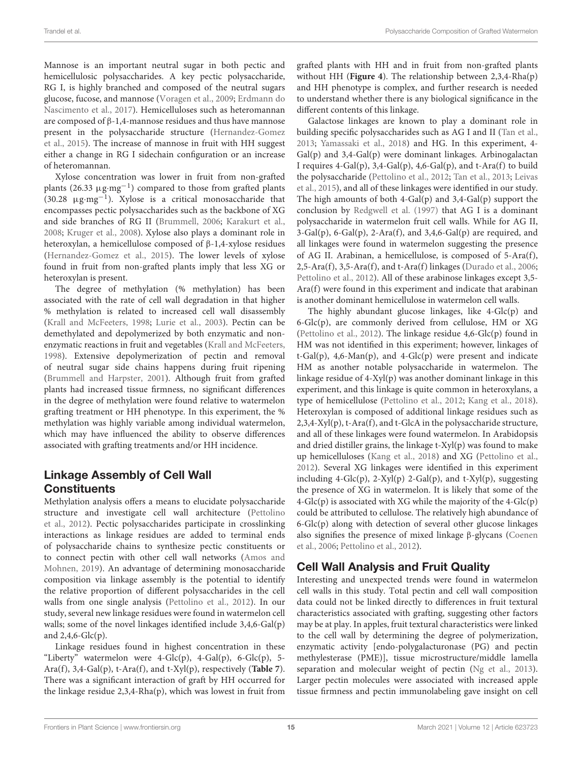Mannose is an important neutral sugar in both pectic and hemicellulosic polysaccharides. A key pectic polysaccharide, RG I, is highly branched and composed of the neutral sugars glucose, fucose, and mannose (Voragen et al., 2009; Erdmann do Nascimento et al., 2017). Hemicelluloses such as heteromannan are composed of β-1,4-mannose residues and thus have mannose present in the polysaccharide structure (Hernandez-Gomez et al., 2015). The increase of mannose in fruit with HH suggest either a change in RG I sidechain configuration or an increase of heteromannan.

Xylose concentration was lower in fruit from non-grafted plants (26.33 $\mu g \cdot mg^{-1}$) compared to those from grafted plants (30.28 $\mu g \cdot mg^{-1}$). Xylose is a critical monosaccharide that encompasses pectic polysaccharides such as the backbone of XG and side branches of RG II (Brummell, 2006; Karakurt et al., 2008; Kruger et al., 2008). Xylose also plays a dominant role in heteroxylan, a hemicellulose composed of β-1,4-xylose residues (Hernandez-Gomez et al., 2015). The lower levels of xylose found in fruit from non-grafted plants imply that less XG or heteroxylan is present.

The degree of methylation (% methylation) has been associated with the rate of cell wall degradation in that higher % methylation is related to increased cell wall disassembly (Krall and McFeeters, 1998; Lurie et al., 2003). Pectin can be demethylated and depolymerized by both enzymatic and non-enzymatic reactions in fruit and vegetables (Krall and McFeeters, 1998). Extensive depolymerization of pectin and removal of neutral sugar side chains happens during fruit ripening (Brummell and Harpster, 2001). Although fruit from grafted plants had increased tissue firmness, no significant differences in the degree of methylation were found relative to watermelon grafting treatment or HH phenotype. In this experiment, the % methylation was highly variable among individual watermelon, which may have influenced the ability to observe differences associated with grafting treatments and/or HH incidence.

## Linkage Assembly of Cell Wall Constituents

Methylation analysis offers a means to elucidate polysaccharide structure and investigate cell wall architecture (Pettolino et al., 2012). Pectic polysaccharides participate in crosslinking interactions as linkage residues are added to terminal ends of polysaccharide chains to synthesize pectic constituents or to connect pectin with other cell wall networks (Amos and Mohnen, 2019). An advantage of determining monosaccharide composition via linkage assembly is the potential to identify the relative proportion of different polysaccharides in the cell walls from one single analysis (Pettolino et al., 2012). In our study, several new linkage residues were found in watermelon cell walls; some of the novel linkages identified include 3,4,6-Gal(p) and 2,4,6-Glc(p).

Linkage residues found in highest concentration in these "Liberty" watermelon were 4-Glc(p), 4-Gal(p), 6-Glc(p), 5-Ara(f), 3,4-Gal(p), t-Ara(f), and t-Xyl(p), respectively (**Table 7**). There was a significant interaction of graft by HH occurred for the linkage residue 2,3,4-Rha(p), which was lowest in fruit from grafted plants with HH and in fruit from non-grafted plants without HH (**Figure 4**). The relationship between 2,3,4-Rha(p) and HH phenotype is complex, and further research is needed to understand whether there is any biological significance in the different contents of this linkage.

Galactose linkages are known to play a dominant role in building specific polysaccharides such as AG I and II (Tan et al., 2013; Yamassaki et al., 2018) and HG. In this experiment, 4-Gal(p) and 3,4-Gal(p) were dominant linkages. Arbinogalactan I requires 4-Gal(p), 3,4-Gal(p), 4,6-Gal(p), and t-Ara(f) to build the polysaccharide (Pettolino et al., 2012; Tan et al., 2013; Leivas et al., 2015), and all of these linkages were identified in our study. The high amounts of both 4-Gal(p) and 3,4-Gal(p) support the conclusion by Redgwell et al. (1997) that AG I is a dominant polysaccharide in watermelon fruit cell walls. While for AG II, 3-Gal(p), 6-Gal(p), 2-Ara(f), and 3,4,6-Gal(p) are required, and all linkages were found in watermelon suggesting the presence of AG II. Arabinan, a hemicellulose, is composed of 5-Ara(f), 2,5-Ara(f), 3,5-Ara(f), and t-Ara(f) linkages (Durado et al., 2006; Pettolino et al., 2012). All of these arabinose linkages except 3,5-Ara(f) were found in this experiment and indicate that arabinan is another dominant hemicellulose in watermelon cell walls.

The highly abundant glucose linkages, like 4-Glc(p) and 6-Glc(p), are commonly derived from cellulose, HM or XG (Pettolino et al., 2012). The linkage residue 4,6-Glc(p) found in HM was not identified in this experiment; however, linkages of t-Gal(p), 4,6-Man(p), and 4-Glc(p) were present and indicate HM as another notable polysaccharide in watermelon. The linkage residue of 4-Xyl(p) was another dominant linkage in this experiment, and this linkage is quite common in heteroxylans, a type of hemicellulose (Pettolino et al., 2012; Kang et al., 2018). Heteroxylan is composed of additional linkage residues such as 2,3,4-Xyl(p), t-Ara(f), and t-GlcA in the polysaccharide structure, and all of these linkages were found watermelon. In Arabidopsis and dried distiller grains, the linkage t-Xyl(p) was found to make up hemicelluloses (Kang et al., 2018) and XG (Pettolino et al., 2012). Several XG linkages were identified in this experiment including 4-Glc(p), 2-Xyl(p) 2-Gal(p), and t-Xyl(p), suggesting the presence of XG in watermelon. It is likely that some of the 4-Glc(p) is associated with XG while the majority of the 4-Glc(p) could be attributed to cellulose. The relatively high abundance of 6-Glc(p) along with detection of several other glucose linkages also signifies the presence of mixed linkage β-glycans (Coenen et al., 2006; Pettolino et al., 2012).

## Cell Wall Analysis and Fruit Quality

Interesting and unexpected trends were found in watermelon cell walls in this study. Total pectin and cell wall composition data could not be linked directly to differences in fruit textural characteristics associated with grafting, suggesting other factors may be at play. In apples, fruit textural characteristics were linked to the cell wall by determining the degree of polymerization, enzymatic activity [endo-polygalacturonase (PG) and pectin methylesterase (PME)], tissue microstructure/middle lamella separation and molecular weight of pectin (Ng et al., 2013). Larger pectin molecules were associated with increased apple tissue firmness and pectin immunolabeling gave insight on cell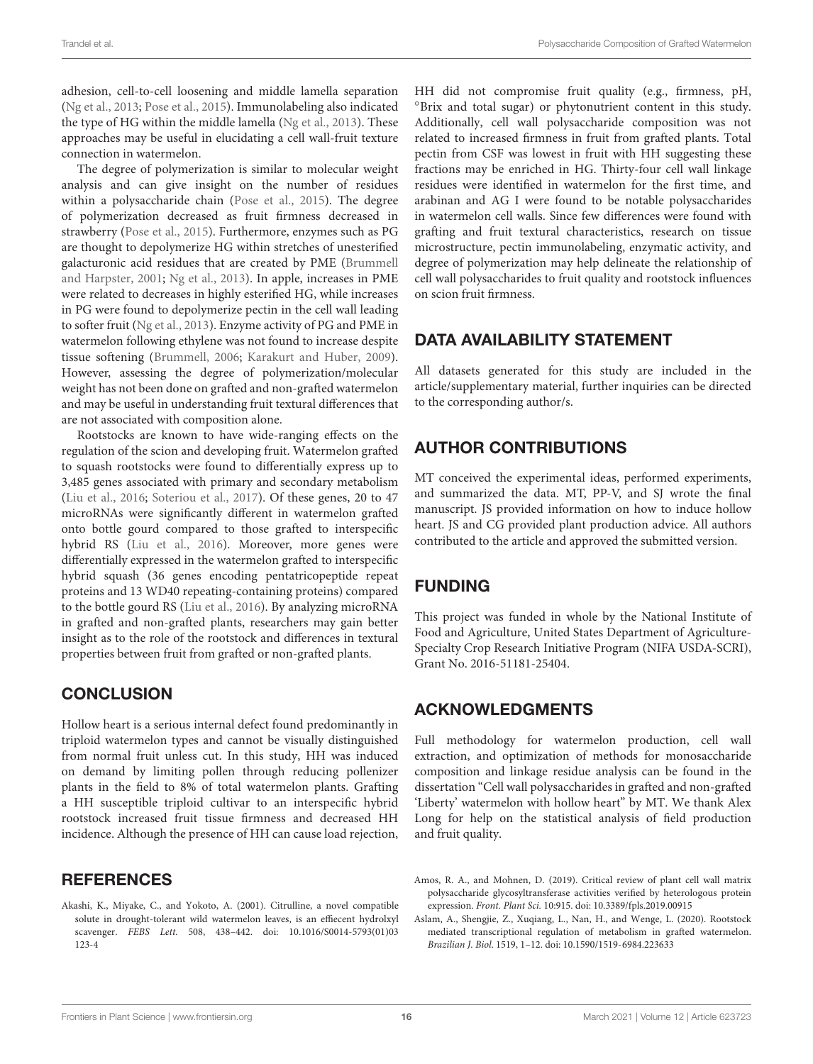adhesion, cell-to-cell loosening and middle lamella separation (Ng et al., 2013; Pose et al., 2015). Immunolabeling also indicated the type of HG within the middle lamella (Ng et al., 2013). These approaches may be useful in elucidating a cell wall-fruit texture connection in watermelon.

The degree of polymerization is similar to molecular weight analysis and can give insight on the number of residues within a polysaccharide chain (Pose et al., 2015). The degree of polymerization decreased as fruit firmness decreased in strawberry (Pose et al., 2015). Furthermore, enzymes such as PG are thought to depolymerize HG within stretches of unesterified galacturonic acid residues that are created by PME (Brummell and Harpster, 2001; Ng et al., 2013). In apple, increases in PME were related to decreases in highly esterified HG, while increases in PG were found to depolymerize pectin in the cell wall leading to softer fruit (Ng et al., 2013). Enzyme activity of PG and PME in watermelon following ethylene was not found to increase despite tissue softening (Brummell, 2006; Karakurt and Huber, 2009). However, assessing the degree of polymerization/molecular weight has not been done on grafted and non-grafted watermelon and may be useful in understanding fruit textural differences that are not associated with composition alone.

Rootstocks are known to have wide-ranging effects on the regulation of the scion and developing fruit. Watermelon grafted to squash rootstocks were found to differentially express up to 3,485 genes associated with primary and secondary metabolism (Liu et al., 2016; Soteriou et al., 2017). Of these genes, 20 to 47 microRNAs were significantly different in watermelon grafted onto bottle gourd compared to those grafted to interspecific hybrid RS (Liu et al., 2016). Moreover, more genes were differentially expressed in the watermelon grafted to interspecific hybrid squash (36 genes encoding pentatricopeptide repeat proteins and 13 WD40 repeating-containing proteins) compared to the bottle gourd RS (Liu et al., 2016). By analyzing microRNA in grafted and non-grafted plants, researchers may gain better insight as to the role of the rootstock and differences in textural properties between fruit from grafted or non-grafted plants.

## CONCLUSION

Hollow heart is a serious internal defect found predominantly in triploid watermelon types and cannot be visually distinguished from normal fruit unless cut. In this study, HH was induced on demand by limiting pollen through reducing pollenizer plants in the field to 8% of total watermelon plants. Grafting a HH susceptible triploid cultivar to an interspecific hybrid rootstock increased fruit tissue firmness and decreased HH incidence. Although the presence of HH can cause load rejection, HH did not compromise fruit quality (e.g., firmness, pH, °Brix and total sugar) or phytonutrient content in this study. Additionally, cell wall polysaccharide composition was not related to increased firmness in fruit from grafted plants. Total pectin from CSF was lowest in fruit with HH suggesting these fractions may be enriched in HG. Thirty-four cell wall linkage residues were identified in watermelon for the first time, and arabinan and AG I were found to be notable polysaccharides in watermelon cell walls. Since few differences were found with grafting and fruit textural characteristics, research on tissue microstructure, pectin immunolabeling, enzymatic activity, and degree of polymerization may help delineate the relationship of cell wall polysaccharides to fruit quality and rootstock influences on scion fruit firmness.

## DATA AVAILABILITY STATEMENT

All datasets generated for this study are included in the article/supplementary material, further inquiries can be directed to the corresponding author/s.

## AUTHOR CONTRIBUTIONS

MT conceived the experimental ideas, performed experiments, and summarized the data. MT, PP-V, and SJ wrote the final manuscript. JS provided information on how to induce hollow heart. JS and CG provided plant production advice. All authors contributed to the article and approved the submitted version.

## FUNDING

This project was funded in whole by the National Institute of Food and Agriculture, United States Department of Agriculture-Specialty Crop Research Initiative Program (NIFA USDA-SCRI), Grant No. 2016-51181-25404.

## ACKNOWLEDGMENTS

Full methodology for watermelon production, cell wall extraction, and optimization of methods for monosaccharide composition and linkage residue analysis can be found in the dissertation "Cell wall polysaccharides in grafted and non-grafted 'Liberty' watermelon with hollow heart" by MT. We thank Alex Long for help on the statistical analysis of field production and fruit quality.

## REFERENCES

Akashi, K., Miyake, C., and Yokoto, A. (2001). Citrulline, a novel compatible solute in drought-tolerant wild watermelon leaves, is an effecent hydrolxyl scavenger. *FEBS Lett.* 508, 438–442. doi: 10.1016/S0014-5793(01)03123-4

Amos, R. A., and Mohnen, D. (2019). Critical review of plant cell wall matrix polysaccharide glycosyltransferase activities verified by heterologous protein expression. *Front. Plant Sci.* 10:915. doi: 10.3389/fpls.2019.00915

Aslam, A., Shengjie, Z., Xuqiang, L., Nan, H., and Wenge, L. (2020). Rootstock mediated transcriptional regulation of metabolism in grafted watermelon. *Brazilian J. Biol.* 1519, 1–12. doi: 10.1590/1519-6984.223633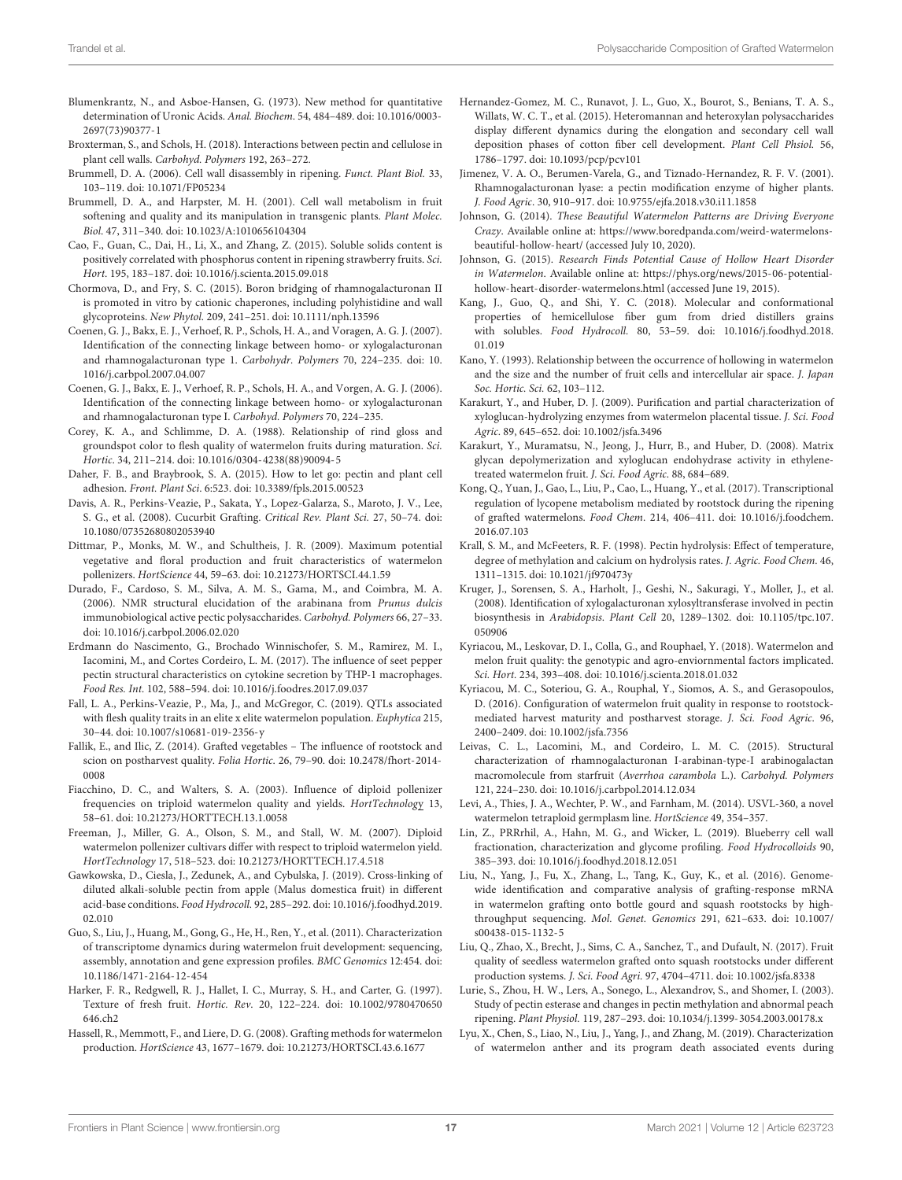Blumenkrantz, N., and Asboe-Hansen, G. (1973). New method for quantitative determination of Uronic Acids. *Anal. Biochem.* 54, 484–489. doi: 10.1016/0003-2697(73)90377-1

Broxterman, S., and Schols, H. (2018). Interactions between pectin and cellulose in plant cell walls. *Carbohyd. Polymers* 192, 263–272.

Brummell, D. A. (2006). Cell wall disassembly in ripening. *Funct. Plant Biol.* 33, 103–119. doi: 10.1071/FP05234

Brummell, D. A., and Harpster, M. H. (2001). Cell wall metabolism in fruit softening and quality and its manipulation in transgenic plants. *Plant Molec. Biol.* 47, 311–340. doi: 10.1023/A:1010656104304

Cao, F., Guan, C., Dai, H., Li, X., and Zhang, Z. (2015). Soluble solids content is positively correlated with phosphorus content in ripening strawberry fruits. *Sci. Hort.* 195, 183–187. doi: 10.1016/j.scienta.2015.09.018

Chormova, D., and Fry, S. C. (2015). Boron bridging of rhamnogalacturonan II is promoted in vitro by cationic chaperones, including polyhistidine and wall glycoproteins. *New Phytol.* 209, 241–251. doi: 10.1111/nph.13596

Coenen, G. J., Bakx, E. J., Verhoef, R. P., Schols, H. A., and Voragen, A. G. J. (2007). Identification of the connecting linkage between homo- or xylogalacturonan and rhamnogalacturonan type 1. *Carbohydr. Polymers* 70, 224–235. doi: 10.1016/j.carbpol.2007.04.007

Coenen, G. J., Bakx, E. J., Verhoef, R. P., Schols, H. A., and Vorgen, A. G. J. (2006). Identification of the connecting linkage between homo- or xylogalacturonan and rhamnogalacturonan type I. *Carbohyd. Polymers* 70, 224–235.

Corey, K. A., and Schlimme, D. A. (1988). Relationship of rind gloss and groundspot color to flesh quality of watermelon fruits during maturation. *Sci. Hortic.* 34, 211–214. doi: 10.1016/0304-4238(88)90094-5

Daher, F. B., and Braybrook, S. A. (2015). How to let go: pectin and plant cell adhesion. *Front. Plant Sci.* 6:523. doi: 10.3389/fpls.2015.00523

Davis, A. R., Perkins-Veazie, P., Sakata, Y., Lopez-Galarza, S., Maroto, J. V., Lee, S. G., et al. (2008). Cucurbit Grafting. *Critical Rev. Plant Sci.* 27, 50–74. doi: 10.1080/07352680802053940

Dittmar, P., Monks, M. W., and Schultheis, J. R. (2009). Maximum potential vegetative and floral production and fruit characteristics of watermelon pollenizers. *HortScience* 44, 59–63. doi: 10.21273/HORTSCI.44.1.59

Durado, F., Cardoso, S. M., Silva, A. M. S., Gama, M., and Coimbra, M. A. (2006). NMR structural elucidation of the arabinana from *Prunus dulcis* immunobiological active pectic polysaccharides. *Carbohyd. Polymers* 66, 27–33. doi: 10.1016/j.carbpol.2006.02.020

Erdmann do Nascimento, G., Brochado Winnischofer, S. M., Ramirez, M. I., Iacomini, M., and Cortes Cordeiro, L. M. (2017). The influence of seet pepper pectin structural characteristics on cytokine secretion by THP-1 macrophages. *Food Res. Int.* 102, 588–594. doi: 10.1016/j.foodres.2017.09.037

Fall, L. A., Perkins-Veazie, P., Ma, J., and McGregor, C. (2019). QTLs associated with flesh quality traits in an elite x elite watermelon population. *Euphytica* 215, 30–44. doi: 10.1007/s10681-019-2356-y

Fallik, E., and Ilic, Z. (2014). Grafted vegetables – The influence of rootstock and scion on postharvest quality. *Folia Hortic.* 26, 79–90. doi: 10.2478/fhort-2014-0008

Fiacchino, D. C., and Walters, S. A. (2003). Influence of diploid pollenizer frequencies on triploid watermelon quality and yields. *HortTechnology* 13, 58–61. doi: 10.21273/HORTTECH.13.1.0058

Freeman, J., Miller, G. A., Olson, S. M., and Stall, W. M. (2007). Diploid watermelon pollenizer cultivars differ with respect to triploid watermelon yield. *HortTechnology* 17, 518–523. doi: 10.21273/HORTTECH.17.4.518

Gawkowska, D., Ciesla, J., Zedunek, A., and Cybulska, J. (2019). Cross-linking of diluted alkali-soluble pectin from apple (Malus domestica fruit) in different acid-base conditions. *Food Hydrocoll.* 92, 285–292. doi: 10.1016/j.foodhyd.2019.02.010

Guo, S., Liu, J., Huang, M., Gong, G., He, H., Ren, Y., et al. (2011). Characterization of transcriptome dynamics during watermelon fruit development: sequencing, assembly, annotation and gene expression profiles. *BMC Genomics* 12:454. doi: 10.1186/1471-2164-12-454

Harker, F. R., Redgwell, R. J., Hallet, I. C., Murray, S. H., and Carter, G. (1997). Texture of fresh fruit. *Hortic. Rev.* 20, 122–224. doi: 10.1002/9780470650646.ch2

Hassell, R., Memmott, F., and Liere, D. G. (2008). Grafting methods for watermelon production. *HortScience* 43, 1677–1679. doi: 10.21273/HORTSCI.43.6.1677

Hernandez-Gomez, M. C., Runavot, J. L., Guo, X., Bourot, S., Benians, T. A. S., Willats, W. C. T., et al. (2015). Heteromannan and heteroxylan polysaccharides display different dynamics during the elongation and secondary cell wall deposition phases of cotton fiber cell development. *Plant Cell Phsiol.* 56, 1786–1797. doi: 10.1093/pcp/pcv101

Jimenez, V. A. O., Berumen-Varela, G., and Tiznado-Hernandez, R. F. V. (2001). Rhamnogalacturonan lyase: a pectin modification enzyme of higher plants. *J. Food Agric.* 30, 910–917. doi: 10.9755/ejfa.2018.v30.i11.1858

Johnson, G. (2014). *These Beautiful Watermelon Patterns are Driving Everyone Crazy*. Available online at: https://www.boredpanda.com/weird-watermelons-beautiful-hollow-heart/ (accessed July 10, 2020).

Johnson, G. (2015). *Research Finds Potential Cause of Hollow Heart Disorder in Watermelon*. Available online at: https://phys.org/news/2015-06-potential-hollow-heart-disorder-watermelons.html (accessed June 19, 2015).

Kang, J., Guo, Q., and Shi, Y. C. (2018). Molecular and conformational properties of hemicellulose fiber gum from dried distillers grains with solubles. *Food Hydrocoll.* 80, 53–59. doi: 10.1016/j.foodhyd.2018.01.019

Kano, Y. (1993). Relationship between the occurrence of hollowing in watermelon and the size and the number of fruit cells and intercellular air space. *J. Japan Soc. Hortic. Sci.* 62, 103–112.

Karakurt, Y., and Huber, D. J. (2009). Purification and partial characterization of xyloglucan-hydrolyzing enzymes from watermelon placental tissue. *J. Sci. Food Agric.* 89, 645–652. doi: 10.1002/jsfa.3496

Karakurt, Y., Muramatsu, N., Jeong, J., Hurr, B., and Huber, D. (2008). Matrix glycan depolymerization and xyloglucan endohydrase activity in ethylene-treated watermelon fruit. *J. Sci. Food Agric.* 88, 684–689.

Kong, Q., Yuan, J., Gao, L., Liu, P., Cao, L., Huang, Y., et al. (2017). Transcriptional regulation of lycopene metabolism mediated by rootstock during the ripening of grafted watermelons. *Food Chem.* 214, 406–411. doi: 10.1016/j.foodchem.2016.07.103

Krall, S. M., and McFeeters, R. F. (1998). Pectin hydrolysis: Effect of temperature, degree of methylation and calcium on hydrolysis rates. *J. Agric. Food Chem.* 46, 1311–1315. doi: 10.1021/jf970473y

Kruger, J., Sorensen, S. A., Harholt, J., Geshi, N., Sakuragi, Y., Moller, J., et al. (2008). Identification of xylogalacturonan xylosyltransferase involved in pectin biosynthesis in *Arabidopsis*. *Plant Cell* 20, 1289–1302. doi: 10.1105/tpc.107.050906

Kyriacou, M., Leskovar, D. I., Colla, G., and Rouphael, Y. (2018). Watermelon and melon fruit quality: the genotypic and agro-enviornmental factors implicated. *Sci. Hort.* 234, 393–408. doi: 10.1016/j.scienta.2018.01.032

Kyriacou, M. C., Soteriou, G. A., Rouphal, Y., Siomos, A. S., and Gerasopoulos, D. (2016). Configuration of watermelon fruit quality in response to rootstock-mediated harvest maturity and postharvest storage. *J. Sci. Food Agric.* 96, 2400–2409. doi: 10.1002/jsfa.7356

Leivas, C. L., Lacomini, M., and Cordeiro, L. M. C. (2015). Structural characterization of rhamnogalacturonan I-arabinan-type-I arabinogalactan macromolecule from starfruit (*Averrhoa carambola* L.). *Carbohyd. Polymers* 121, 224–230. doi: 10.1016/j.carbpol.2014.12.034

Levi, A., Thies, J. A., Wechter, P. W., and Farnham, M. (2014). USVL-360, a novel watermelon tetraploid germplasm line. *HortScience* 49, 354–357.

Lin, Z., PRRrhil, A., Hahn, M. G., and Wicker, L. (2019). Blueberry cell wall fractionation, characterization and glycome profiling. *Food Hydrocolloids* 90, 385–393. doi: 10.1016/j.foodhyd.2018.12.051

Liu, N., Yang, J., Fu, X., Zhang, L., Tang, K., Guy, K., et al. (2016). Genome-wide identification and comparative analysis of grafting-response mRNA in watermelon grafting onto bottle gourd and squash rootstocks by high-throughput sequencing. *Mol. Genet. Genomics* 291, 621–633. doi: 10.1007/s00438-015-1132-5

Liu, Q., Zhao, X., Brecht, J., Sims, C. A., Sanchez, T., and Dufault, N. (2017). Fruit quality of seedless watermelon grafted onto squash rootstocks under different production systems. *J. Sci. Food Agri.* 97, 4704–4711. doi: 10.1002/jsfa.8338

Lurie, S., Zhou, H. W., Lers, A., Sonego, L., Alexandrov, S., and Shomer, I. (2003). Study of pectin esterase and changes in pectin methylation and abnormal peach ripening. *Plant Physiol.* 119, 287–293. doi: 10.1034/j.1399-3054.2003.00178.x

Lyu, X., Chen, S., Liao, N., Liu, J., Yang, J., and Zhang, M. (2019). Characterization of watermelon anther and its program death associated events during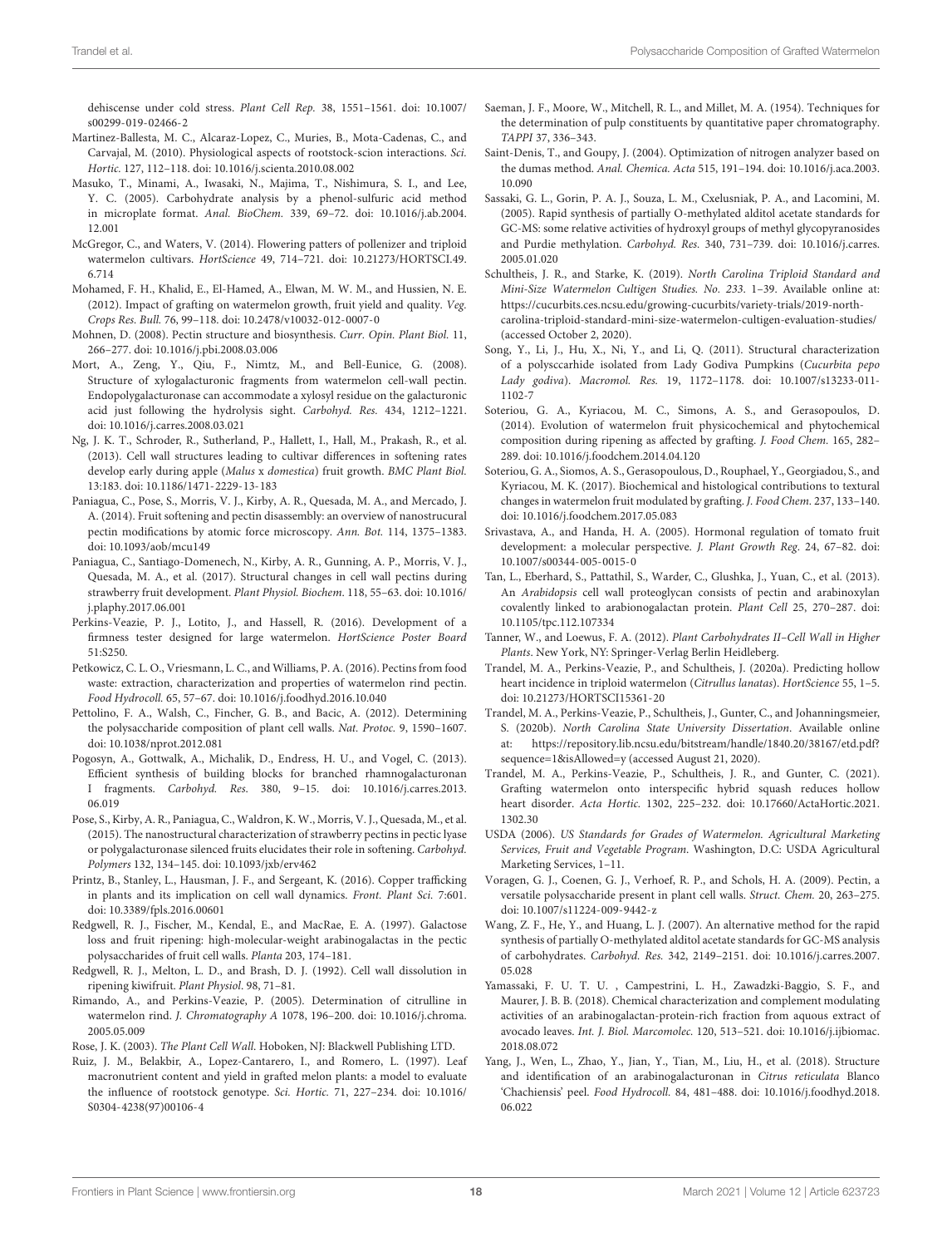dehiscense under cold stress. *Plant Cell Rep.* 38, 1551–1561. doi: 10.1007/s00299-019-02466-2

Martinez-Ballesta, M. C., Alcaraz-Lopez, C., Muries, B., Mota-Cadenas, C., and Carvajal, M. (2010). Physiological aspects of rootstock-scion interactions. *Sci. Hortic.* 127, 112–118. doi: 10.1016/j.scienta.2010.08.002

Masuko, T., Minami, A., Iwasaki, N., Majima, T., Nishimura, S. I., and Lee, Y. C. (2005). Carbohydrate analysis by a phenol-sulfuric acid method in microplate format. *Anal. BioChem.* 339, 69–72. doi: 10.1016/j.ab.2004.12.001

McGregor, C., and Waters, V. (2014). Flowering patterns of pollenizer and triploid watermelon cultivars. *HortScience* 49, 714–721. doi: 10.21273/HORTSCI.49.6.714

Mohamed, F. H., Khalid, E., El-Hamed, A., Elwan, M. W. M., and Hussien, N. E. (2012). Impact of grafting on watermelon growth, fruit yield and quality. *Veg. Crops Res. Bull.* 76, 99–118. doi: 10.2478/v10032-012-0007-0

Mohnen, D. (2008). Pectin structure and biosynthesis. *Curr. Opin. Plant Biol.* 11, 266–277. doi: 10.1016/j.pbi.2008.03.006

Mort, A., Zeng, Y., Qiu, F., Nimtz, M., and Bell-Eunice, G. (2008). Structure of xylogalacturonic fragments from watermelon cell-wall pectin. Endopolygalacturonase can accommodate a xylosyl residue on the galacturonic acid just following the hydrolysis sight. *Carbohyd. Res.* 434, 1212–1221. doi: 10.1016/j.carres.2008.03.021

Ng, J. K. T., Schroder, R., Sutherland, P., Hallett, I., Hall, M., Prakash, R., et al. (2013). Cell wall structures leading to cultivar differences in softening rates develop early during apple (*Malus* x *domestica*) fruit growth. *BMC Plant Biol.* 13:183. doi: 10.1186/1471-2229-13-183

Paniagua, C., Pose, S., Morris, V. J., Kirby, A. R., Quesada, M. A., and Mercado, J. A. (2014). Fruit softening and pectin disassembly: an overview of nanostrucural pectin modifications by atomic force microscopy. *Ann. Bot.* 114, 1375–1383. doi: 10.1093/aob/mcu149

Paniagua, C., Santiago-Domenech, N., Kirby, A. R., Gunning, A. P., Morris, V. J., Quesada, M. A., et al. (2017). Structural changes in cell wall pectins during strawberry fruit development. *Plant Physiol. Biochem.* 118, 55–63. doi: 10.1016/j.plaphy.2017.06.001

Perkins-Veazie, P. J., Lotito, J., and Hassell, R. (2016). Development of a firmness tester designed for large watermelon. *HortScience Poster Board* 51:S250.

Petkowicz, C. L. O., Vriesmann, L. C., and Williams, P. A. (2016). Pectins from food waste: extraction, characterization and properties of watermelon rind pectin. *Food Hydrocoll.* 65, 57–67. doi: 10.1016/j.foodhyd.2016.10.040

Pettolino, F. A., Walsh, C., Fincher, G. B., and Bacic, A. (2012). Determining the polysaccharide composition of plant cell walls. *Nat. Protoc.* 9, 1590–1607. doi: 10.1038/nprot.2012.081

Pogosyn, A., Gottwalk, A., Michalik, D., Endress, H. U., and Vogel, C. (2013). Efficient synthesis of building blocks for branched rhamnogalacturonan I fragments. *Carbohyd. Res.* 380, 9–15. doi: 10.1016/j.carres.2013.06.019

Pose, S., Kirby, A. R., Paniagua, C., Waldron, K. W., Morris, V. J., Quesada, M., et al. (2015). The nanostructural characterization of strawberry pectins in pectic lyase or polygalacturonase silenced fruits elucidates their role in softening. *Carbohyd. Polymers* 132, 134–145. doi: 10.1093/jxb/erv462

Printz, B., Stanley, L., Hausman, J. F., and Sergeant, K. (2016). Copper trafficking in plants and its implication on cell wall dynamics. *Front. Plant Sci.* 7:601. doi: 10.3389/fpls.2016.00601

Redgwell, R. J., Fischer, M., Kendal, E., and MacRae, E. A. (1997). Galactose loss and fruit ripening: high-molecular-weight arabinogalactas in the pectic polysaccharides of fruit cell walls. *Planta* 203, 174–181.

Redgwell, R. J., Melton, L. D., and Brash, D. J. (1992). Cell wall dissolution in ripening kiwifruit. *Plant Physiol.* 98, 71–81.

Rimando, A., and Perkins-Veazie, P. (2005). Determination of citrulline in watermelon rind. *J. Chromatography A* 1078, 196–200. doi: 10.1016/j.chroma.2005.05.009

Rose, J. K. (2003). *The Plant Cell Wall*. Hoboken, NJ: Blackwell Publishing LTD.

Ruiz, J. M., Belakbir, A., Lopez-Cantarero, I., and Romero, L. (1997). Leaf macronutrient content and yield in grafted melon plants: a model to evaluate the influence of rootstock genotype. *Sci. Hortic.* 71, 227–234. doi: 10.1016/S0304-4238(97)00106-4

Saeman, J. F., Moore, W., Mitchell, R. L., and Millet, M. A. (1954). Techniques for the determination of pulp constituents by quantitative paper chromatography. *TAPPI* 37, 336–343.

Saint-Denis, T., and Goupy, J. (2004). Optimization of nitrogen analyzer based on the dumas method. *Anal. Chemica. Acta* 515, 191–194. doi: 10.1016/j.aca.2003.10.090

Sassaki, G. L., Gorin, P. A. J., Souza, L. M., Cxelusniak, P. A., and Lacomini, M. (2005). Rapid synthesis of partially O-methylated alditol acetate standards for GC-MS: some relative activities of hydroxyl groups of methyl glycopyranosides and Purdie methylation. *Carbohyd. Res.* 340, 731–739. doi: 10.1016/j.carres.2005.01.020

Schultheis, J. R., and Starke, K. (2019). *North Carolina Triploid Standard and Mini-Size Watermelon Cultigen Studies. No. 233*. 1–39. Available online at: https://cucurbits.ces.ncsu.edu/growing-cucurbits/variety-trials/2019-north-carolina-triploid-standard-mini-size-watermelon-cultigen-evaluation-studies/ (accessed October 2, 2020).

Song, Y., Li, J., Hu, X., Ni, Y., and Li, Q. (2011). Structural characterization of a polysccarhide isolated from Lady Godiva Pumpkins (*Cucurbita pepo Lady godiva*). *Macromol. Res.* 19, 1172–1178. doi: 10.1007/s13233-011-1102-7

Soteriou, G. A., Kyriacou, M. C., Simons, A. S., and Gerasopoulos, D. (2014). Evolution of watermelon fruit physicochemical and phytochemical composition during ripening as affected by grafting. *J. Food Chem.* 165, 282–289. doi: 10.1016/j.foodchem.2014.04.120

Soteriou, G. A., Siomos, A. S., Gerasopoulous, D., Rouphael, Y., Georgiadou, S., and Kyriacou, M. K. (2017). Biochemical and histological contributions to textural changes in watermelon fruit modulated by grafting. *J. Food Chem.* 237, 133–140. doi: 10.1016/j.foodchem.2017.05.083

Srivastava, A., and Handa, H. A. (2005). Hormonal regulation of tomato fruit development: a molecular perspective. *J. Plant Growth Reg*. 24, 67–82. doi: 10.1007/s00344-005-0015-0

Tan, L., Eberhard, S., Pattathil, S., Warder, C., Glushka, J., Yuan, C., et al. (2013). An *Arabidopsis* cell wall proteoglycan consists of pectin and arabinoxylan covalently linked to arabionogalactan protein. *Plant Cell* 25, 270–287. doi: 10.1105/tpc.112.107334

Tanner, W., and Loewus, F. A. (2012). *Plant Carbohydrates II–Cell Wall in Higher Plants*. New York, NY: Springer-Verlag Berlin Heidleberg.

Trandel, M. A., Perkins-Veazie, P., and Schultheis, J. (2020a). Predicting hollow heart incidence in triploid watermelon (*Citrullus lanatas*). *HortScience* 55, 1–5. doi: 10.21273/HORTSCI15361-20

Trandel, M. A., Perkins-Veazie, P., Schultheis, J., Gunter, C., and Johanningsmeier, S. (2020b). *North Carolina State University Dissertation*. Available online at: https://repository.lib.ncsu.edu/bitstream/handle/1840.20/38167/etd.pdf?sequence=1&isAllowed=y (accessed August 21, 2020).

Trandel, M. A., Perkins-Veazie, P., Schultheis, J. R., and Gunter, C. (2021). Grafting watermelon onto interspecific hybrid squash reduces hollow heart disorder. *Acta Hortic.* 1302, 225–232. doi: 10.17660/ActaHortic.2021.1302.30

USDA (2006). *US Standards for Grades of Watermelon. Agricultural Marketing Services, Fruit and Vegetable Program*. Washington, D.C: USDA Agricultural Marketing Services, 1–11.

Voragen, G. J., Coenen, G. J., Verhoef, R. P., and Schols, H. A. (2009). Pectin, a versatile polysaccharide present in plant cell walls. *Struct. Chem.* 20, 263–275. doi: 10.1007/s11224-009-9442-z

Wang, Z. F., He, Y., and Huang, L. J. (2007). An alternative method for the rapid synthesis of partially O-methylated alditol acetate standards for GC-MS analysis of carbohydrates. *Carbohyd. Res.* 342, 2149–2151. doi: 10.1016/j.carres.2007.05.028

Yamassaki, F. U. T. U. , Campestrini, L. H., Zawadzki-Baggio, S. F., and Maurer, J. B. B. (2018). Chemical characterization and complement modulating activities of an arabinogalactan-protein-rich fraction from aqueous extract of avocado leaves. *Int. J. Biol. Marcomolec.* 120, 513–521. doi: 10.1016/j.ijbiomac.2018.08.072

Yang, J., Wen, L., Zhao, Y., Jian, Y., Tian, M., Liu, H., et al. (2018). Structure and identification of an arabinogalacturonan in *Citrus reticulata* Blanco 'Chachiensis' peel. *Food Hydrocoll.* 84, 481–488. doi: 10.1016/j.foodhyd.2018.06.022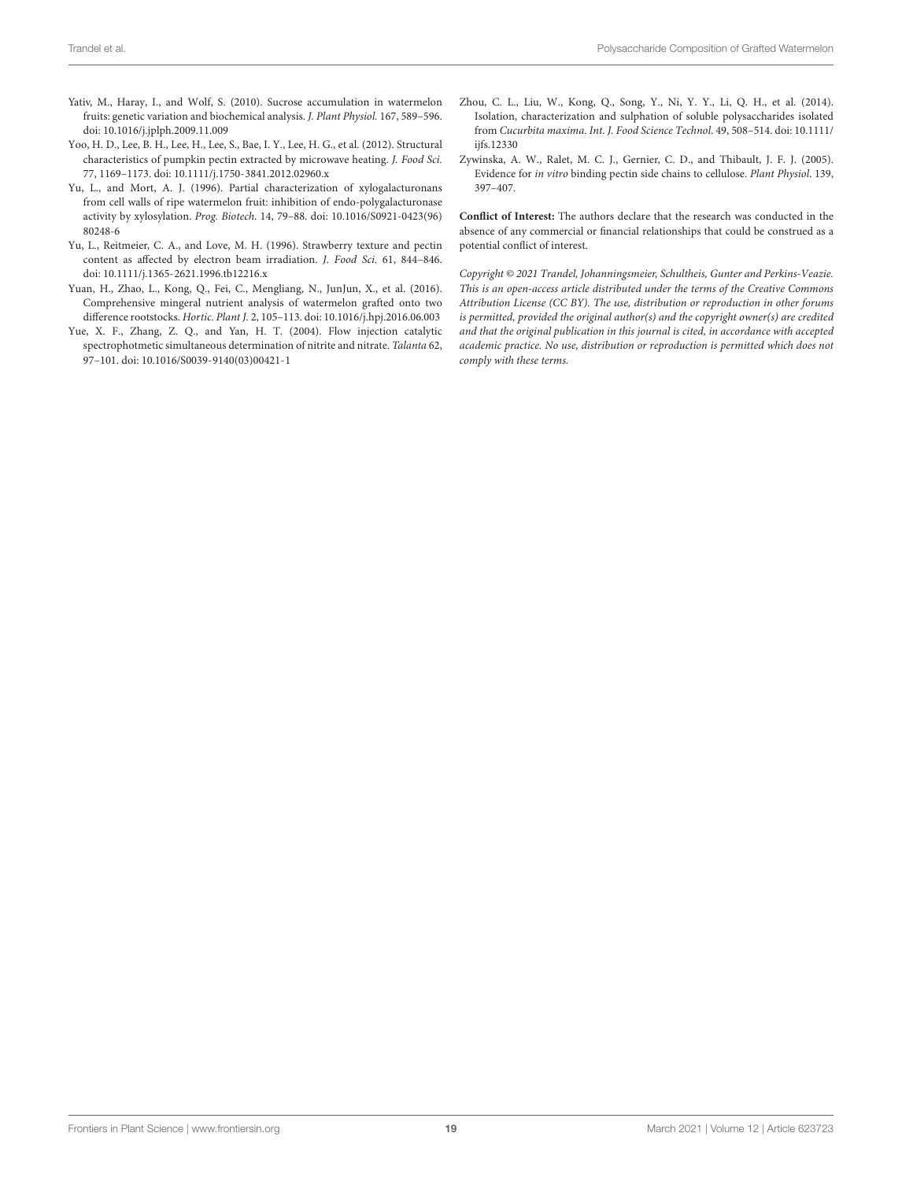Yativ, M., Haray, I., and Wolf, S. (2010). Sucrose accumulation in watermelon fruits: genetic variation and biochemical analysis. *J. Plant Physiol.* 167, 589–596. doi: 10.1016/j.jplph.2009.11.009

Yoo, H. D., Lee, B. H., Lee, H., Lee, S., Bae, I. Y., Lee, H. G., et al. (2012). Structural characteristics of pumpkin pectin extracted by microwave heating. *J. Food Sci.* 77, 1169–1173. doi: 10.1111/j.1750-3841.2012.02960.x

Yu, L., and Mort, A. J. (1996). Partial characterization of xylogalacturonans from cell walls of ripe watermelon fruit: inhibition of endo-polygalacturonase activity by xylosylation. *Prog. Biotech.* 14, 79–88. doi: 10.1016/S0921-0423(96)80248-6

Yu, L., Reitmeier, C. A., and Love, M. H. (1996). Strawberry texture and pectin content as affected by electron beam irradiation. *J. Food Sci.* 61, 844–846. doi: 10.1111/j.1365-2621.1996.tb12216.x

Yuan, H., Zhao, L., Kong, Q., Fei, C., Mengliang, N., JunJun, X., et al. (2016). Comprehensive mingeral nutrient analysis of watermelon grafted onto two difference rootstocks. *Hortic. Plant J.* 2, 105–113. doi: 10.1016/j.hpj.2016.06.003

Yue, X. F., Zhang, Z. Q., and Yan, H. T. (2004). Flow injection catalytic spectrophotmetic simultaneous determination of nitrite and nitrate. *Talanta* 62, 97–101. doi: 10.1016/S0039-9140(03)00421-1

Zhou, C. L., Liu, W., Kong, Q., Song, Y., Ni, Y. Y., Li, Q. H., et al. (2014). Isolation, characterization and sulphation of soluble polysaccharides isolated from *Cucurbita maxima*. *Int. J. Food Science Technol.* 49, 508–514. doi: 10.1111/ijfs.12330

Zywinska, A. W., Ralet, M. C. J., Gernier, C. D., and Thibault, J. F. J. (2005). Evidence for *in vitro* binding pectin side chains to cellulose. *Plant Physiol.* 139, 397–407.

**Conflict of Interest:** The authors declare that the research was conducted in the absence of any commercial or financial relationships that could be construed as a potential conflict of interest.

*Copyright © 2021 Trandel, Johanningsmeier, Schultheis, Gunter and Perkins-Veazie. This is an open-access article distributed under the terms of the Creative Commons Attribution License (CC BY). The use, distribution or reproduction in other forums is permitted, provided the original author(s) and the copyright owner(s) are credited and that the original publication in this journal is cited, in accordance with accepted academic practice. No use, distribution or reproduction is permitted which does not comply with these terms.*